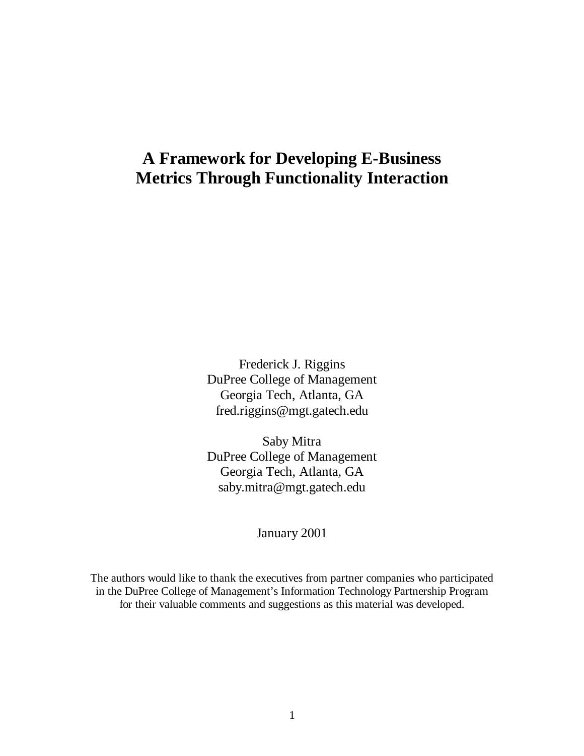# A Framework for Developing E-Business Metrics Through Functionality Interaction

Frederick J. Riggins
DuPree College of Management
Georgia Tech, Atlanta, GA
fred.riggins@mgt.gatech.edu

Saby Mitra
DuPree College of Management
Georgia Tech, Atlanta, GA
saby.mitra@mgt.gatech.edu

January 2001

The authors would like to thank the executives from partner companies who participated in the DuPree College of Management's Information Technology Partnership Program for their valuable comments and suggestions as this material was developed.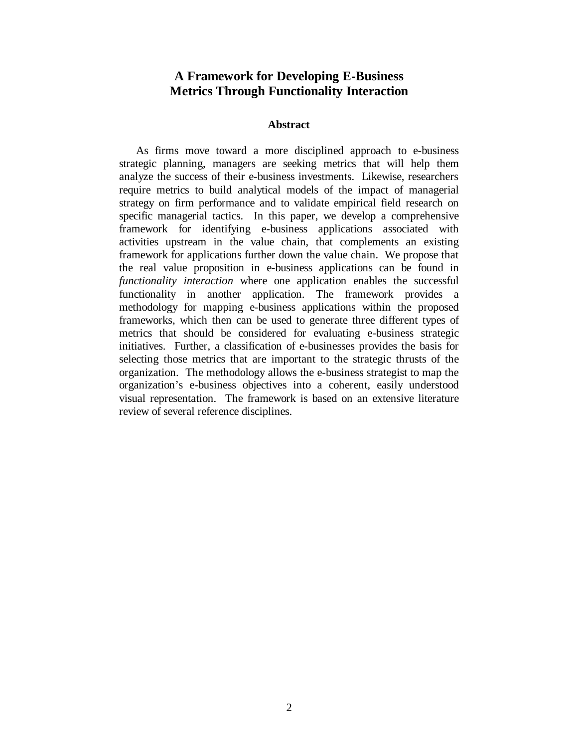# A Framework for Developing E-Business Metrics Through Functionality Interaction

## Abstract

As firms move toward a more disciplined approach to e-business strategic planning, managers are seeking metrics that will help them analyze the success of their e-business investments. Likewise, researchers require metrics to build analytical models of the impact of managerial strategy on firm performance and to validate empirical field research on specific managerial tactics. In this paper, we develop a comprehensive framework for identifying e-business applications associated with activities upstream in the value chain, that complements an existing framework for applications further down the value chain. We propose that the real value proposition in e-business applications can be found in *functionality interaction* where one application enables the successful functionality in another application. The framework provides a methodology for mapping e-business applications within the proposed frameworks, which then can be used to generate three different types of metrics that should be considered for evaluating e-business strategic initiatives. Further, a classification of e-businesses provides the basis for selecting those metrics that are important to the strategic thrusts of the organization. The methodology allows the e-business strategist to map the organization's e-business objectives into a coherent, easily understood visual representation. The framework is based on an extensive literature review of several reference disciplines.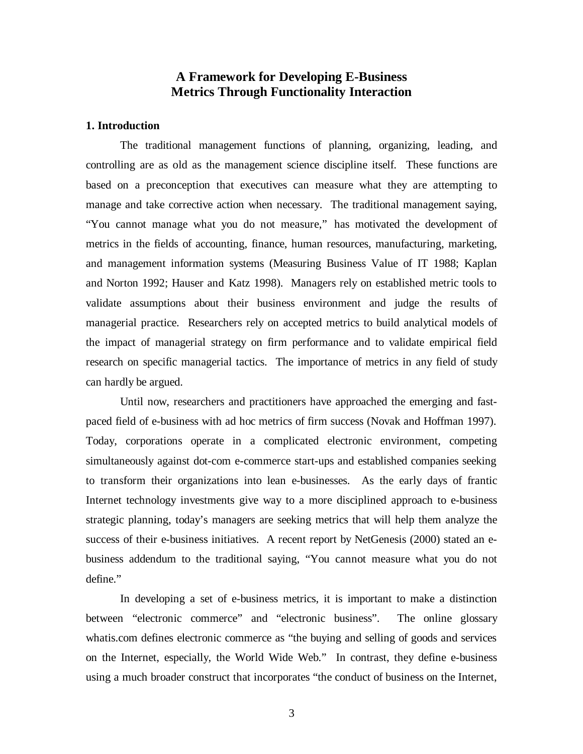# A Framework for Developing E-Business Metrics Through Functionality Interaction

## 1. Introduction

The traditional management functions of planning, organizing, leading, and controlling are as old as the management science discipline itself. These functions are based on a preconception that executives can measure what they are attempting to manage and take corrective action when necessary. The traditional management saying, "You cannot manage what you do not measure," has motivated the development of metrics in the fields of accounting, finance, human resources, manufacturing, marketing, and management information systems (Measuring Business Value of IT 1988; Kaplan and Norton 1992; Hauser and Katz 1998). Managers rely on established metric tools to validate assumptions about their business environment and judge the results of managerial practice. Researchers rely on accepted metrics to build analytical models of the impact of managerial strategy on firm performance and to validate empirical field research on specific managerial tactics. The importance of metrics in any field of study can hardly be argued.

Until now, researchers and practitioners have approached the emerging and fast-paced field of e-business with ad hoc metrics of firm success (Novak and Hoffman 1997). Today, corporations operate in a complicated electronic environment, competing simultaneously against dot-com e-commerce start-ups and established companies seeking to transform their organizations into lean e-businesses. As the early days of frantic Internet technology investments give way to a more disciplined approach to e-business strategic planning, today's managers are seeking metrics that will help them analyze the success of their e-business initiatives. A recent report by NetGenesis (2000) stated an e-business addendum to the traditional saying, "You cannot measure what you do not define."

In developing a set of e-business metrics, it is important to make a distinction between "electronic commerce" and "electronic business". The online glossary whatis.com defines electronic commerce as "the buying and selling of goods and services on the Internet, especially, the World Wide Web." In contrast, they define e-business using a much broader construct that incorporates "the conduct of business on the Internet,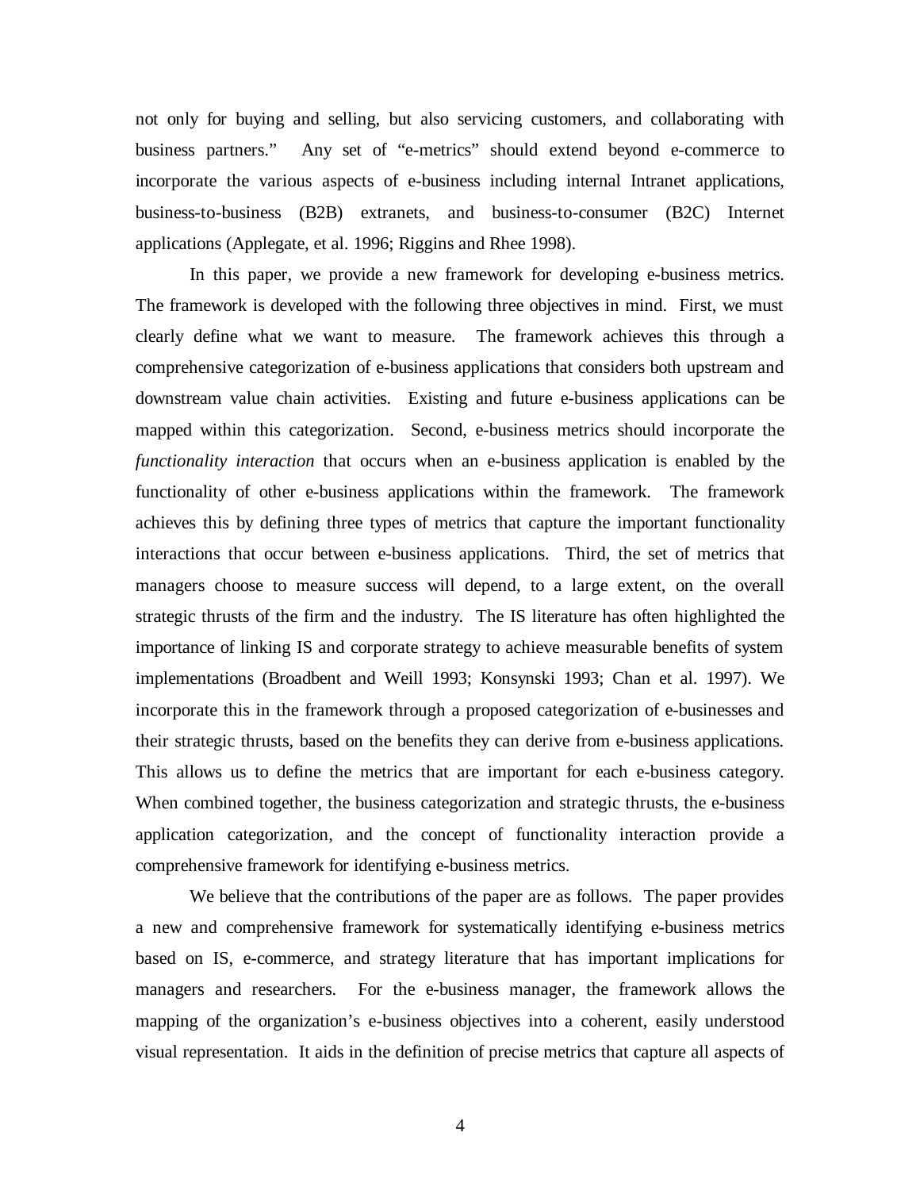not only for buying and selling, but also servicing customers, and collaborating with business partners." Any set of "e-metrics" should extend beyond e-commerce to incorporate the various aspects of e-business including internal Intranet applications, business-to-business (B2B) extranets, and business-to-consumer (B2C) Internet applications (Applegate, et al. 1996; Riggins and Rhee 1998).

In this paper, we provide a new framework for developing e-business metrics. The framework is developed with the following three objectives in mind. First, we must clearly define what we want to measure. The framework achieves this through a comprehensive categorization of e-business applications that considers both upstream and downstream value chain activities. Existing and future e-business applications can be mapped within this categorization. Second, e-business metrics should incorporate the *functionality interaction* that occurs when an e-business application is enabled by the functionality of other e-business applications within the framework. The framework achieves this by defining three types of metrics that capture the important functionality interactions that occur between e-business applications. Third, the set of metrics that managers choose to measure success will depend, to a large extent, on the overall strategic thrusts of the firm and the industry. The IS literature has often highlighted the importance of linking IS and corporate strategy to achieve measurable benefits of system implementations (Broadbent and Weill 1993; Konsynski 1993; Chan et al. 1997). We incorporate this in the framework through a proposed categorization of e-businesses and their strategic thrusts, based on the benefits they can derive from e-business applications. This allows us to define the metrics that are important for each e-business category. When combined together, the business categorization and strategic thrusts, the e-business application categorization, and the concept of functionality interaction provide a comprehensive framework for identifying e-business metrics.

We believe that the contributions of the paper are as follows. The paper provides a new and comprehensive framework for systematically identifying e-business metrics based on IS, e-commerce, and strategy literature that has important implications for managers and researchers. For the e-business manager, the framework allows the mapping of the organization's e-business objectives into a coherent, easily understood visual representation. It aids in the definition of precise metrics that capture all aspects of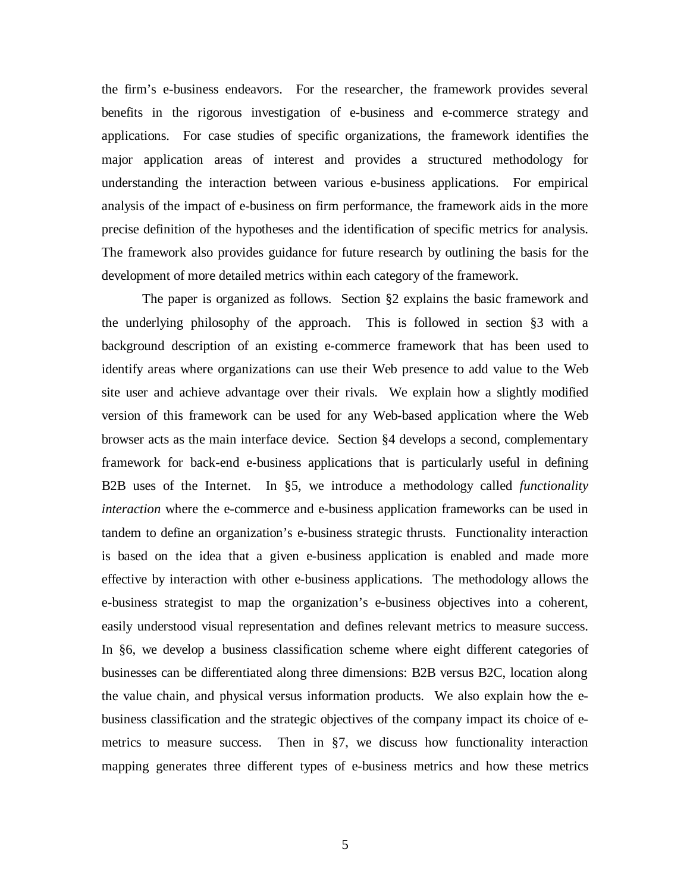the firm's e-business endeavors. For the researcher, the framework provides several benefits in the rigorous investigation of e-business and e-commerce strategy and applications. For case studies of specific organizations, the framework identifies the major application areas of interest and provides a structured methodology for understanding the interaction between various e-business applications. For empirical analysis of the impact of e-business on firm performance, the framework aids in the more precise definition of the hypotheses and the identification of specific metrics for analysis. The framework also provides guidance for future research by outlining the basis for the development of more detailed metrics within each category of the framework.

The paper is organized as follows. Section §2 explains the basic framework and the underlying philosophy of the approach. This is followed in section §3 with a background description of an existing e-commerce framework that has been used to identify areas where organizations can use their Web presence to add value to the Web site user and achieve advantage over their rivals. We explain how a slightly modified version of this framework can be used for any Web-based application where the Web browser acts as the main interface device. Section §4 develops a second, complementary framework for back-end e-business applications that is particularly useful in defining B2B uses of the Internet. In §5, we introduce a methodology called *functionality interaction* where the e-commerce and e-business application frameworks can be used in tandem to define an organization's e-business strategic thrusts. Functionality interaction is based on the idea that a given e-business application is enabled and made more effective by interaction with other e-business applications. The methodology allows the e-business strategist to map the organization's e-business objectives into a coherent, easily understood visual representation and defines relevant metrics to measure success. In §6, we develop a business classification scheme where eight different categories of businesses can be differentiated along three dimensions: B2B versus B2C, location along the value chain, and physical versus information products. We also explain how the e-business classification and the strategic objectives of the company impact its choice of e-metrics to measure success. Then in §7, we discuss how functionality interaction mapping generates three different types of e-business metrics and how these metrics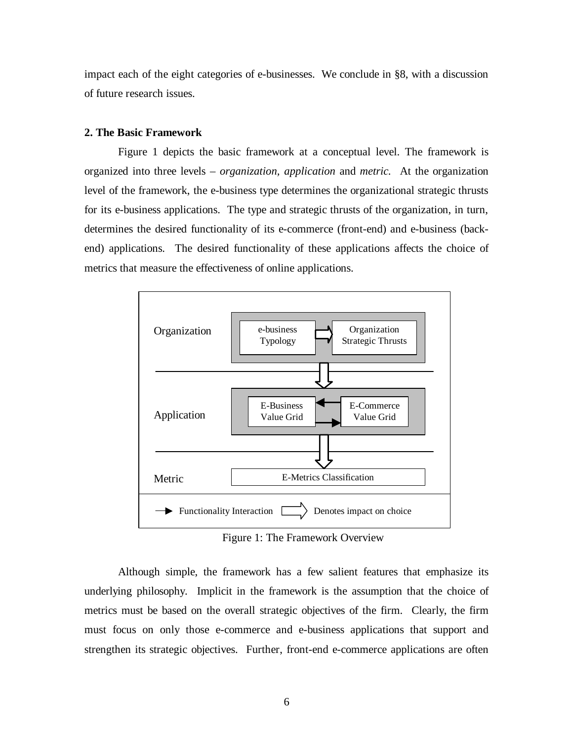impact each of the eight categories of e-businesses. We conclude in §8, with a discussion of future research issues.

## 2. The Basic Framework

Figure 1 depicts the basic framework at a conceptual level. The framework is organized into three levels – *organization, application* and *metric.* At the organization level of the framework, the e-business type determines the organizational strategic thrusts for its e-business applications. The type and strategic thrusts of the organization, in turn, determines the desired functionality of its e-commerce (front-end) and e-business (back-end) applications. The desired functionality of these applications affects the choice of metrics that measure the effectiveness of online applications.

Figure 1: The Framework Overview

Although simple, the framework has a few salient features that emphasize its underlying philosophy. Implicit in the framework is the assumption that the choice of metrics must be based on the overall strategic objectives of the firm. Clearly, the firm must focus on only those e-commerce and e-business applications that support and strengthen its strategic objectives. Further, front-end e-commerce applications are often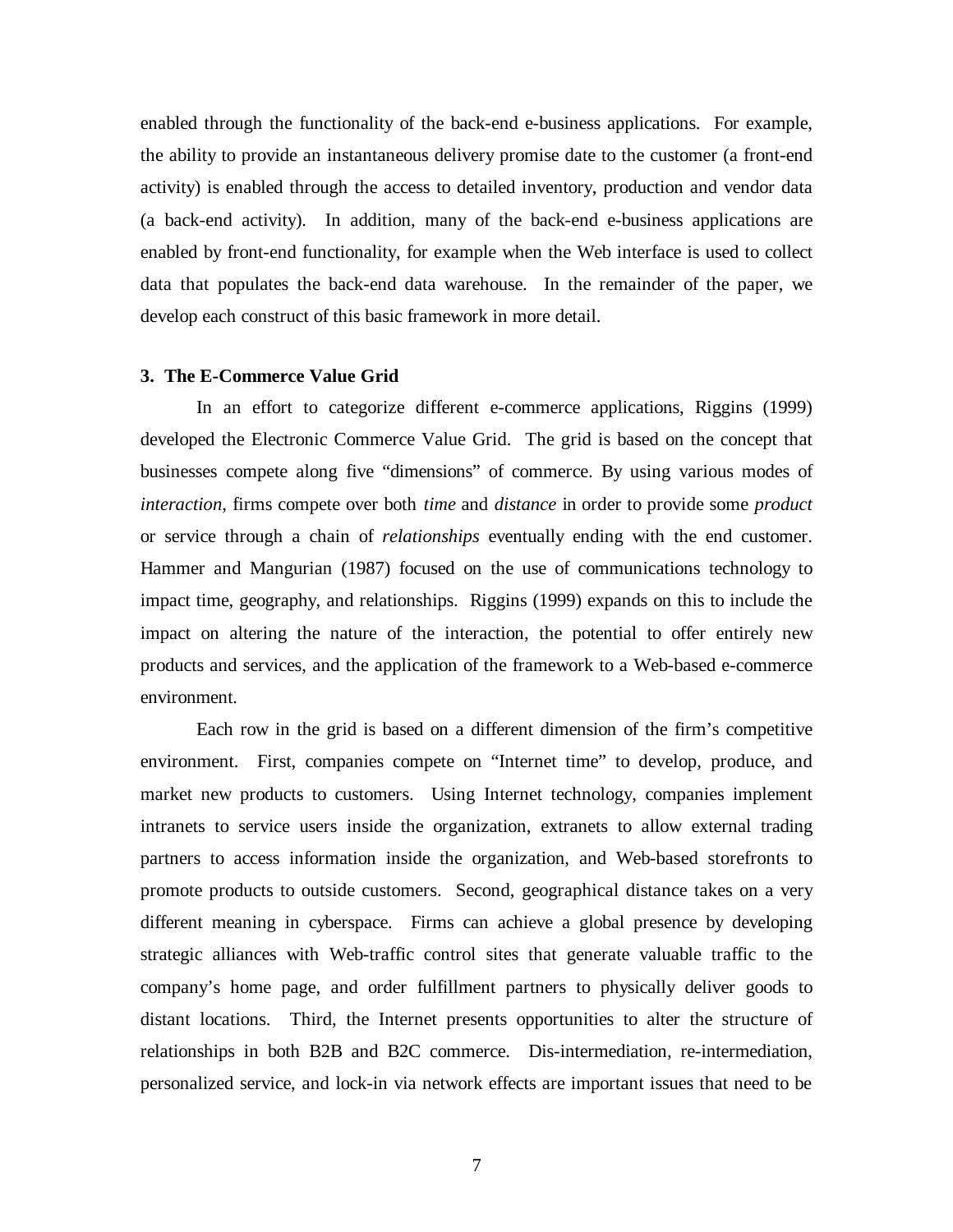enabled through the functionality of the back-end e-business applications. For example, the ability to provide an instantaneous delivery promise date to the customer (a front-end activity) is enabled through the access to detailed inventory, production and vendor data (a back-end activity). In addition, many of the back-end e-business applications are enabled by front-end functionality, for example when the Web interface is used to collect data that populates the back-end data warehouse. In the remainder of the paper, we develop each construct of this basic framework in more detail.

### 3. The E-Commerce Value Grid

In an effort to categorize different e-commerce applications, Riggins (1999) developed the Electronic Commerce Value Grid. The grid is based on the concept that businesses compete along five "dimensions" of commerce. By using various modes of *interaction*, firms compete over both *time* and *distance* in order to provide some *product* or service through a chain of *relationships* eventually ending with the end customer. Hammer and Mangurian (1987) focused on the use of communications technology to impact time, geography, and relationships. Riggins (1999) expands on this to include the impact on altering the nature of the interaction, the potential to offer entirely new products and services, and the application of the framework to a Web-based e-commerce environment.

Each row in the grid is based on a different dimension of the firm's competitive environment. First, companies compete on "Internet time" to develop, produce, and market new products to customers. Using Internet technology, companies implement intranets to service users inside the organization, extranets to allow external trading partners to access information inside the organization, and Web-based storefronts to promote products to outside customers. Second, geographical distance takes on a very different meaning in cyberspace. Firms can achieve a global presence by developing strategic alliances with Web-traffic control sites that generate valuable traffic to the company's home page, and order fulfillment partners to physically deliver goods to distant locations. Third, the Internet presents opportunities to alter the structure of relationships in both B2B and B2C commerce. Dis-intermediation, re-intermediation, personalized service, and lock-in via network effects are important issues that need to be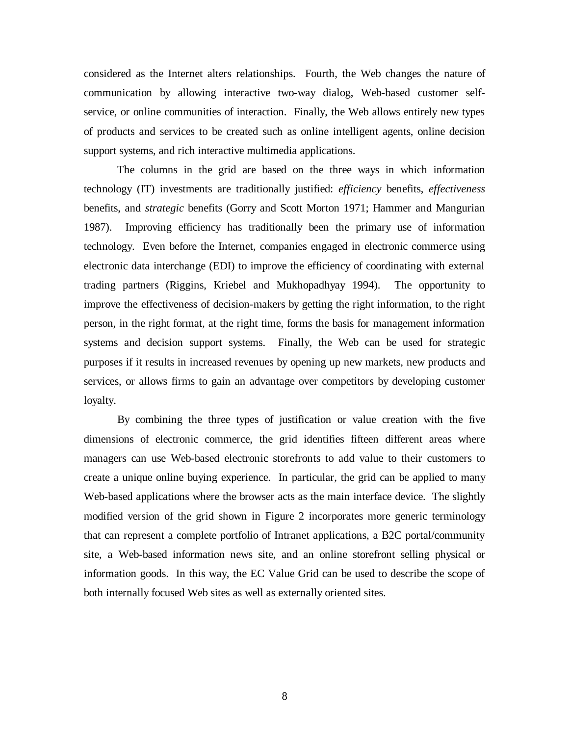considered as the Internet alters relationships. Fourth, the Web changes the nature of communication by allowing interactive two-way dialog, Web-based customer self-service, or online communities of interaction. Finally, the Web allows entirely new types of products and services to be created such as online intelligent agents, online decision support systems, and rich interactive multimedia applications.

The columns in the grid are based on the three ways in which information technology (IT) investments are traditionally justified: *efficiency* benefits, *effectiveness* benefits, and *strategic* benefits (Gorry and Scott Morton 1971; Hammer and Mangurian 1987). Improving efficiency has traditionally been the primary use of information technology. Even before the Internet, companies engaged in electronic commerce using electronic data interchange (EDI) to improve the efficiency of coordinating with external trading partners (Riggins, Kriebel and Mukhopadhyay 1994). The opportunity to improve the effectiveness of decision-makers by getting the right information, to the right person, in the right format, at the right time, forms the basis for management information systems and decision support systems. Finally, the Web can be used for strategic purposes if it results in increased revenues by opening up new markets, new products and services, or allows firms to gain an advantage over competitors by developing customer loyalty.

By combining the three types of justification or value creation with the five dimensions of electronic commerce, the grid identifies fifteen different areas where managers can use Web-based electronic storefronts to add value to their customers to create a unique online buying experience. In particular, the grid can be applied to many Web-based applications where the browser acts as the main interface device. The slightly modified version of the grid shown in Figure 2 incorporates more generic terminology that can represent a complete portfolio of Intranet applications, a B2C portal/community site, a Web-based information news site, and an online storefront selling physical or information goods. In this way, the EC Value Grid can be used to describe the scope of both internally focused Web sites as well as externally oriented sites.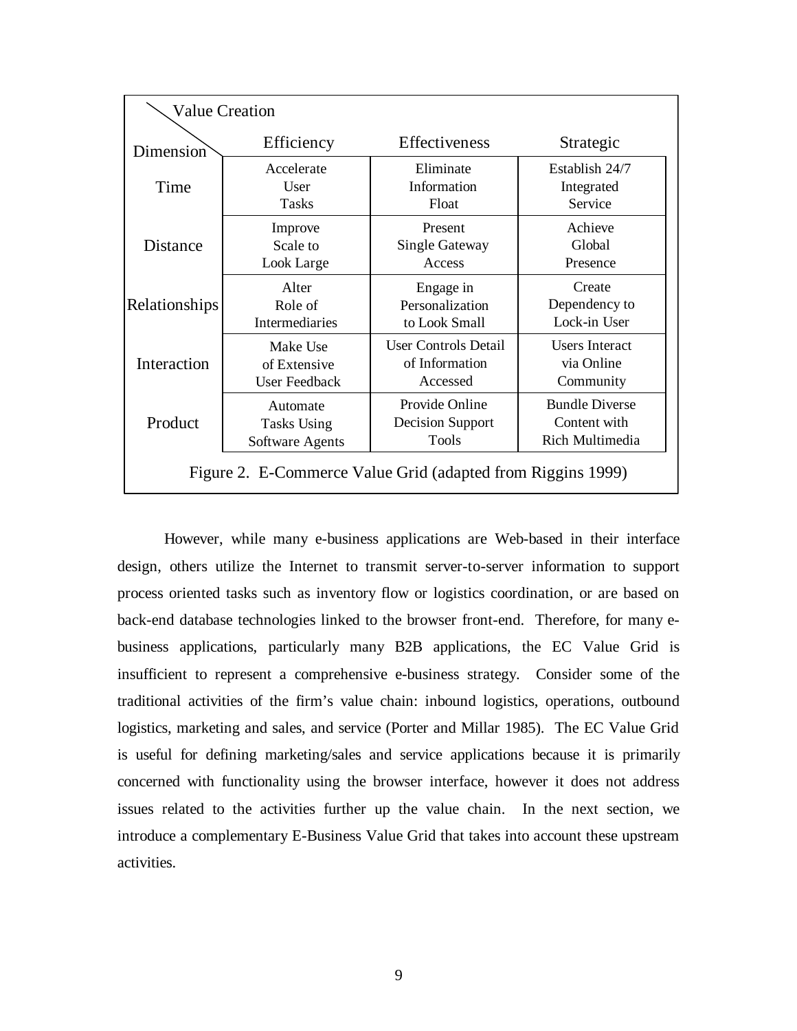| Dimension \ Value Creation | Efficiency | Effectiveness | Strategic |
|---|---|---|---|
| Time | Accelerate User Tasks | Eliminate Information Float | Establish 24/7 Integrated Service |
| Distance | Improve Scale to Look Large | Present Single Gateway Access | Achieve Global Presence |
| Relationships | Alter Role of Intermediaries | Engage in Personalization to Look Small | Create Dependency to Lock-in User |
| Interaction | Make Use of Extensive User Feedback | User Controls Detail of Information Accessed | Users Interact via Online Community |
| Product | Automate Tasks Using Software Agents | Provide Online Decision Support Tools | Bundle Diverse Content with Rich Multimedia |

Figure 2. E-Commerce Value Grid (adapted from Riggins 1999)

However, while many e-business applications are Web-based in their interface design, others utilize the Internet to transmit server-to-server information to support process oriented tasks such as inventory flow or logistics coordination, or are based on back-end database technologies linked to the browser front-end. Therefore, for many e-business applications, particularly many B2B applications, the EC Value Grid is insufficient to represent a comprehensive e-business strategy. Consider some of the traditional activities of the firm's value chain: inbound logistics, operations, outbound logistics, marketing and sales, and service (Porter and Millar 1985). The EC Value Grid is useful for defining marketing/sales and service applications because it is primarily concerned with functionality using the browser interface, however it does not address issues related to the activities further up the value chain. In the next section, we introduce a complementary E-Business Value Grid that takes into account these upstream activities.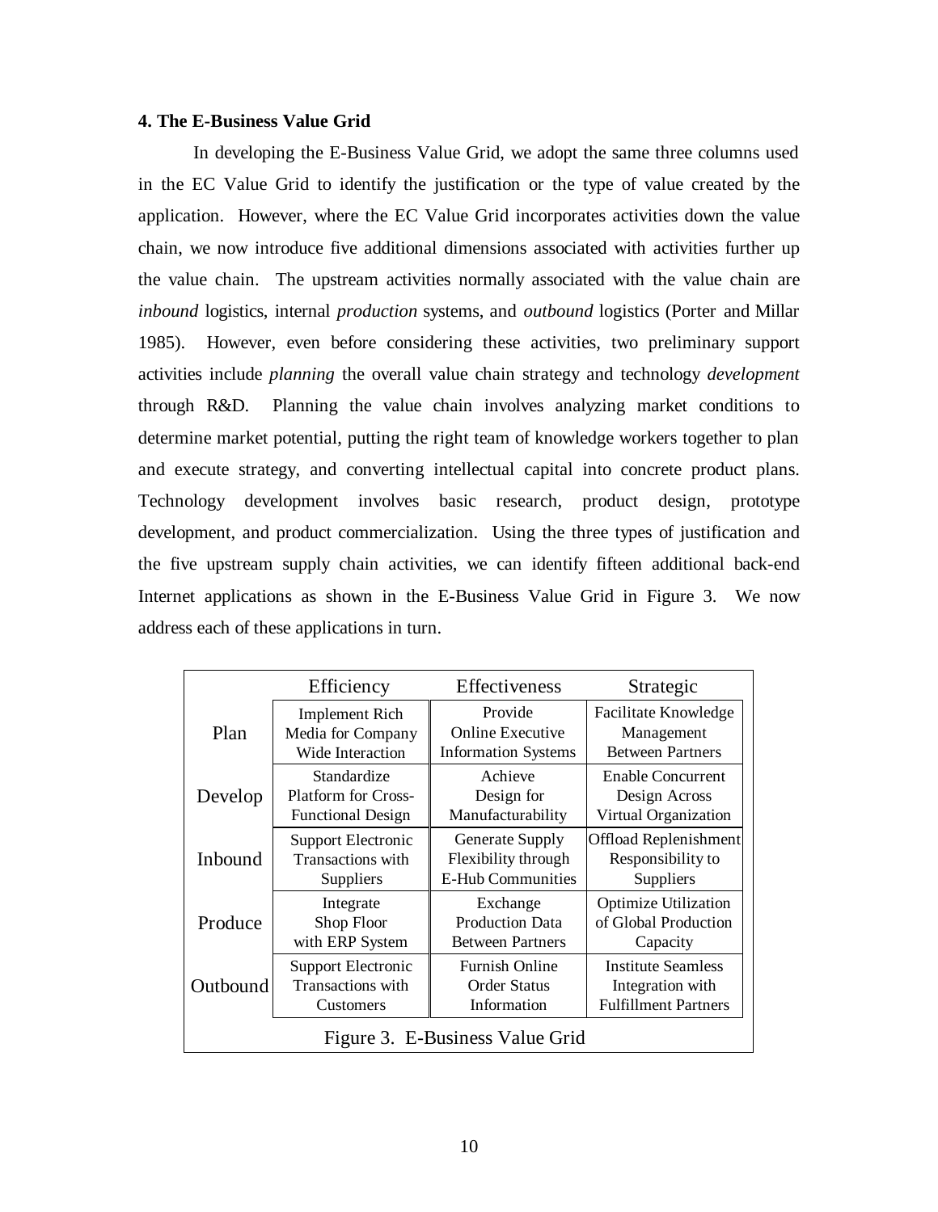### 4. The E-Business Value Grid

In developing the E-Business Value Grid, we adopt the same three columns used in the EC Value Grid to identify the justification or the type of value created by the application. However, where the EC Value Grid incorporates activities down the value chain, we now introduce five additional dimensions associated with activities further up the value chain. The upstream activities normally associated with the value chain are *inbound* logistics, internal *production* systems, and *outbound* logistics (Porter and Millar 1985). However, even before considering these activities, two preliminary support activities include *planning* the overall value chain strategy and technology *development* through R&D. Planning the value chain involves analyzing market conditions to determine market potential, putting the right team of knowledge workers together to plan and execute strategy, and converting intellectual capital into concrete product plans. Technology development involves basic research, product design, prototype development, and product commercialization. Using the three types of justification and the five upstream supply chain activities, we can identify fifteen additional back-end Internet applications as shown in the E-Business Value Grid in Figure 3. We now address each of these applications in turn.

| | Efficiency | Effectiveness | Strategic |
|---|---|---|---|
| Plan | Implement Rich Media for Company Wide Interaction | Provide Online Executive Information Systems | Facilitate Knowledge Management Between Partners |
| Develop | Standardize Platform for Cross-Functional Design | Achieve Design for Manufacturability | Enable Concurrent Design Across Virtual Organization |
| Inbound | Support Electronic Transactions with Suppliers | Generate Supply Flexibility through E-Hub Communities | Offload Replenishment Responsibility to Suppliers |
| Produce | Integrate Shop Floor with ERP System | Exchange Production Data Between Partners | Optimize Utilization of Global Production Capacity |
| Outbound | Support Electronic Transactions with Customers | Furnish Online Order Status Information | Institute Seamless Integration with Fulfillment Partners |

Figure 3. E-Business Value Grid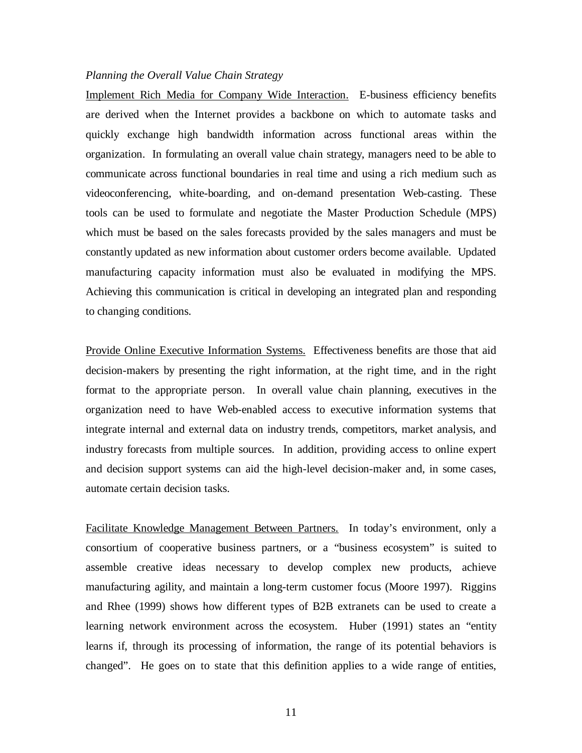*Planning the Overall Value Chain Strategy*

Implement Rich Media for Company Wide Interaction. E-business efficiency benefits are derived when the Internet provides a backbone on which to automate tasks and quickly exchange high bandwidth information across functional areas within the organization. In formulating an overall value chain strategy, managers need to be able to communicate across functional boundaries in real time and using a rich medium such as videoconferencing, white-boarding, and on-demand presentation Web-casting. These tools can be used to formulate and negotiate the Master Production Schedule (MPS) which must be based on the sales forecasts provided by the sales managers and must be constantly updated as new information about customer orders become available. Updated manufacturing capacity information must also be evaluated in modifying the MPS. Achieving this communication is critical in developing an integrated plan and responding to changing conditions.

Provide Online Executive Information Systems. Effectiveness benefits are those that aid decision-makers by presenting the right information, at the right time, and in the right format to the appropriate person. In overall value chain planning, executives in the organization need to have Web-enabled access to executive information systems that integrate internal and external data on industry trends, competitors, market analysis, and industry forecasts from multiple sources. In addition, providing access to online expert and decision support systems can aid the high-level decision-maker and, in some cases, automate certain decision tasks.

Facilitate Knowledge Management Between Partners. In today's environment, only a consortium of cooperative business partners, or a "business ecosystem" is suited to assemble creative ideas necessary to develop complex new products, achieve manufacturing agility, and maintain a long-term customer focus (Moore 1997). Riggins and Rhee (1999) shows how different types of B2B extranets can be used to create a learning network environment across the ecosystem. Huber (1991) states an "entity learns if, through its processing of information, the range of its potential behaviors is changed". He goes on to state that this definition applies to a wide range of entities,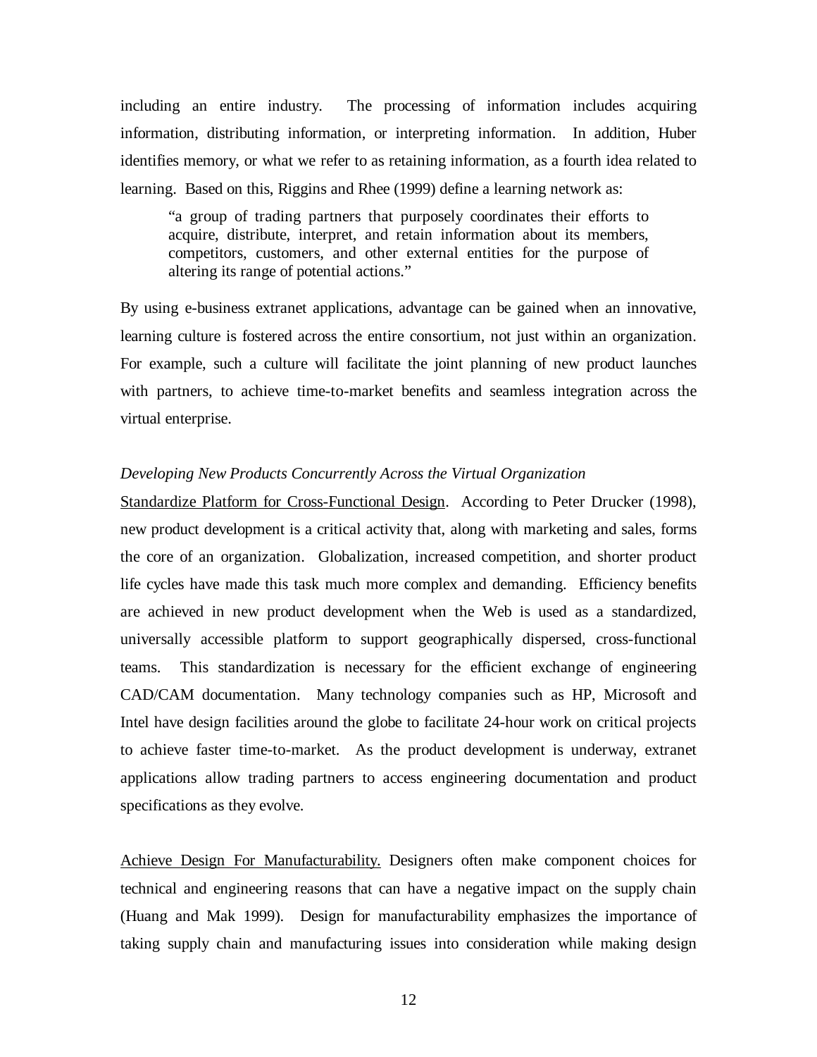including an entire industry. The processing of information includes acquiring information, distributing information, or interpreting information. In addition, Huber identifies memory, or what we refer to as retaining information, as a fourth idea related to learning. Based on this, Riggins and Rhee (1999) define a learning network as:

> "a group of trading partners that purposely coordinates their efforts to acquire, distribute, interpret, and retain information about its members, competitors, customers, and other external entities for the purpose of altering its range of potential actions."

By using e-business extranet applications, advantage can be gained when an innovative, learning culture is fostered across the entire consortium, not just within an organization. For example, such a culture will facilitate the joint planning of new product launches with partners, to achieve time-to-market benefits and seamless integration across the virtual enterprise.

*Developing New Products Concurrently Across the Virtual Organization*

<u>Standardize Platform for Cross-Functional Design</u>. According to Peter Drucker (1998), new product development is a critical activity that, along with marketing and sales, forms the core of an organization. Globalization, increased competition, and shorter product life cycles have made this task much more complex and demanding. Efficiency benefits are achieved in new product development when the Web is used as a standardized, universally accessible platform to support geographically dispersed, cross-functional teams. This standardization is necessary for the efficient exchange of engineering CAD/CAM documentation. Many technology companies such as HP, Microsoft and Intel have design facilities around the globe to facilitate 24-hour work on critical projects to achieve faster time-to-market. As the product development is underway, extranet applications allow trading partners to access engineering documentation and product specifications as they evolve.

<u>Achieve Design For Manufacturability.</u> Designers often make component choices for technical and engineering reasons that can have a negative impact on the supply chain (Huang and Mak 1999). Design for manufacturability emphasizes the importance of taking supply chain and manufacturing issues into consideration while making design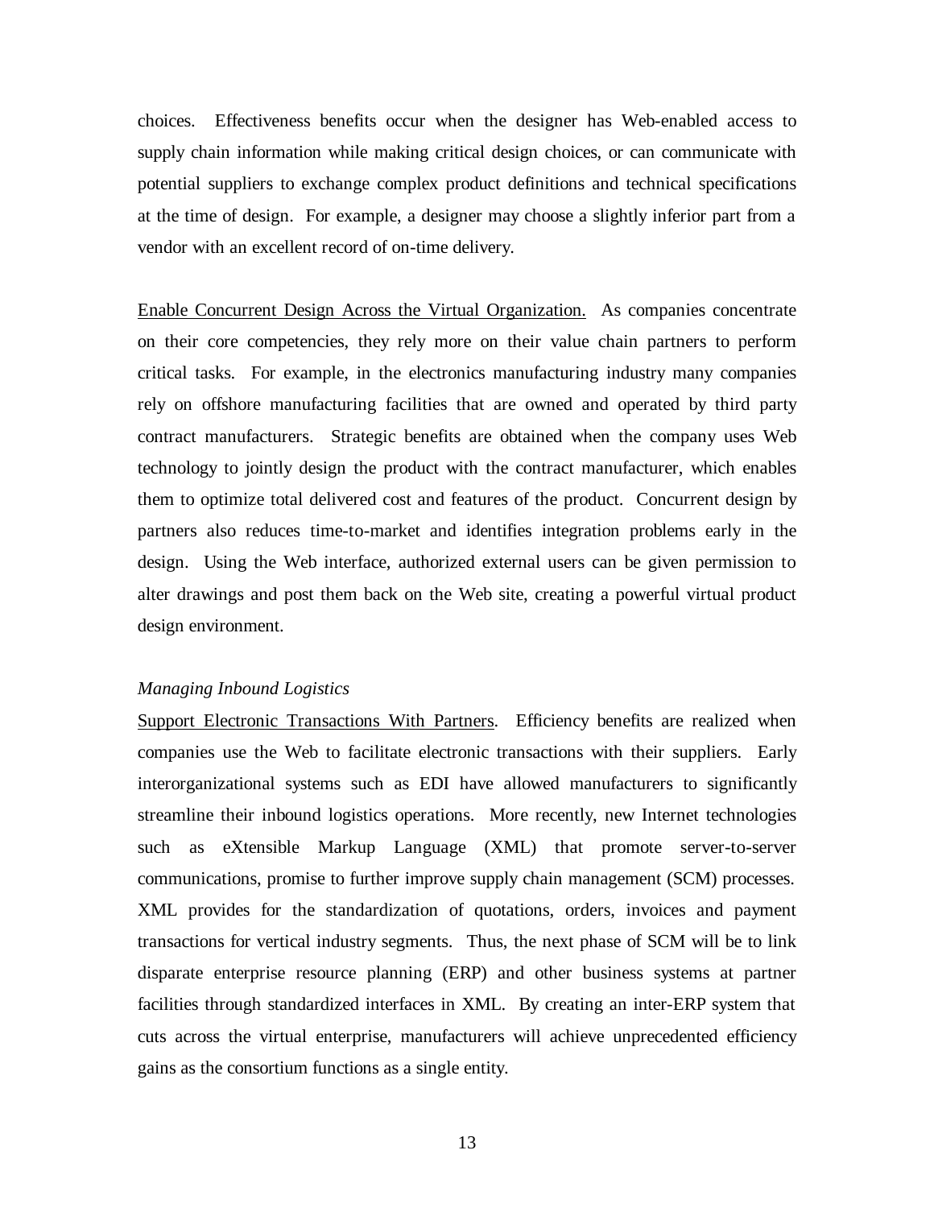choices. Effectiveness benefits occur when the designer has Web-enabled access to supply chain information while making critical design choices, or can communicate with potential suppliers to exchange complex product definitions and technical specifications at the time of design. For example, a designer may choose a slightly inferior part from a vendor with an excellent record of on-time delivery.

<u>Enable Concurrent Design Across the Virtual Organization.</u> As companies concentrate on their core competencies, they rely more on their value chain partners to perform critical tasks. For example, in the electronics manufacturing industry many companies rely on offshore manufacturing facilities that are owned and operated by third party contract manufacturers. Strategic benefits are obtained when the company uses Web technology to jointly design the product with the contract manufacturer, which enables them to optimize total delivered cost and features of the product. Concurrent design by partners also reduces time-to-market and identifies integration problems early in the design. Using the Web interface, authorized external users can be given permission to alter drawings and post them back on the Web site, creating a powerful virtual product design environment.

*Managing Inbound Logistics*

<u>Support Electronic Transactions With Partners</u>. Efficiency benefits are realized when companies use the Web to facilitate electronic transactions with their suppliers. Early interorganizational systems such as EDI have allowed manufacturers to significantly streamline their inbound logistics operations. More recently, new Internet technologies such as eXtensible Markup Language (XML) that promote server-to-server communications, promise to further improve supply chain management (SCM) processes. XML provides for the standardization of quotations, orders, invoices and payment transactions for vertical industry segments. Thus, the next phase of SCM will be to link disparate enterprise resource planning (ERP) and other business systems at partner facilities through standardized interfaces in XML. By creating an inter-ERP system that cuts across the virtual enterprise, manufacturers will achieve unprecedented efficiency gains as the consortium functions as a single entity.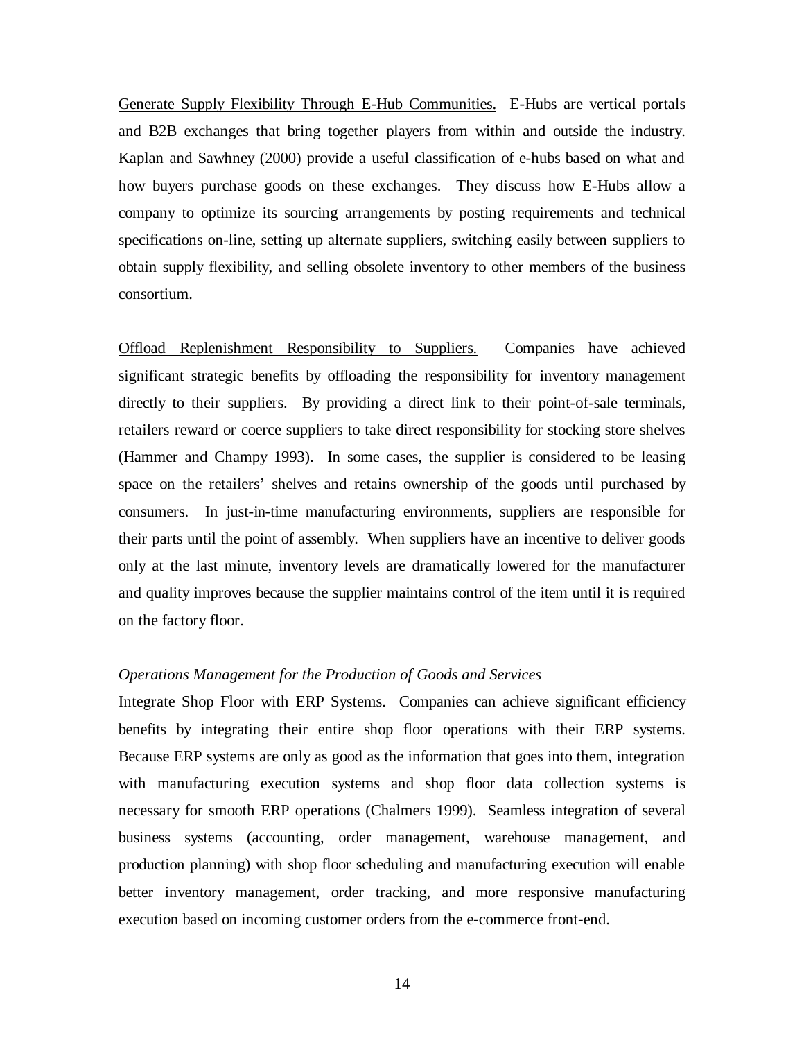Generate Supply Flexibility Through E-Hub Communities. E-Hubs are vertical portals and B2B exchanges that bring together players from within and outside the industry. Kaplan and Sawhney (2000) provide a useful classification of e-hubs based on what and how buyers purchase goods on these exchanges. They discuss how E-Hubs allow a company to optimize its sourcing arrangements by posting requirements and technical specifications on-line, setting up alternate suppliers, switching easily between suppliers to obtain supply flexibility, and selling obsolete inventory to other members of the business consortium.

Offload Replenishment Responsibility to Suppliers. Companies have achieved significant strategic benefits by offloading the responsibility for inventory management directly to their suppliers. By providing a direct link to their point-of-sale terminals, retailers reward or coerce suppliers to take direct responsibility for stocking store shelves (Hammer and Champy 1993). In some cases, the supplier is considered to be leasing space on the retailers' shelves and retains ownership of the goods until purchased by consumers. In just-in-time manufacturing environments, suppliers are responsible for their parts until the point of assembly. When suppliers have an incentive to deliver goods only at the last minute, inventory levels are dramatically lowered for the manufacturer and quality improves because the supplier maintains control of the item until it is required on the factory floor.

*Operations Management for the Production of Goods and Services*

Integrate Shop Floor with ERP Systems. Companies can achieve significant efficiency benefits by integrating their entire shop floor operations with their ERP systems. Because ERP systems are only as good as the information that goes into them, integration with manufacturing execution systems and shop floor data collection systems is necessary for smooth ERP operations (Chalmers 1999). Seamless integration of several business systems (accounting, order management, warehouse management, and production planning) with shop floor scheduling and manufacturing execution will enable better inventory management, order tracking, and more responsive manufacturing execution based on incoming customer orders from the e-commerce front-end.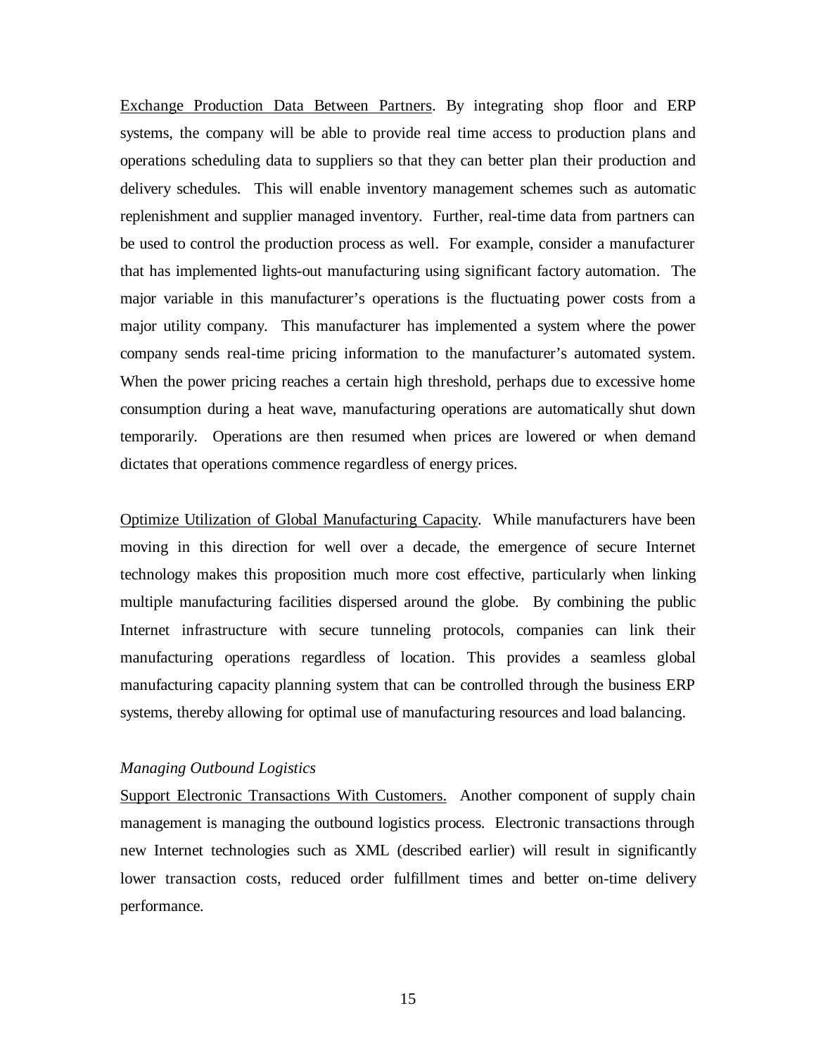<u>Exchange Production Data Between Partners</u>. By integrating shop floor and ERP systems, the company will be able to provide real time access to production plans and operations scheduling data to suppliers so that they can better plan their production and delivery schedules. This will enable inventory management schemes such as automatic replenishment and supplier managed inventory. Further, real-time data from partners can be used to control the production process as well. For example, consider a manufacturer that has implemented lights-out manufacturing using significant factory automation. The major variable in this manufacturer's operations is the fluctuating power costs from a major utility company. This manufacturer has implemented a system where the power company sends real-time pricing information to the manufacturer's automated system. When the power pricing reaches a certain high threshold, perhaps due to excessive home consumption during a heat wave, manufacturing operations are automatically shut down temporarily. Operations are then resumed when prices are lowered or when demand dictates that operations commence regardless of energy prices.

<u>Optimize Utilization of Global Manufacturing Capacity</u>. While manufacturers have been moving in this direction for well over a decade, the emergence of secure Internet technology makes this proposition much more cost effective, particularly when linking multiple manufacturing facilities dispersed around the globe. By combining the public Internet infrastructure with secure tunneling protocols, companies can link their manufacturing operations regardless of location. This provides a seamless global manufacturing capacity planning system that can be controlled through the business ERP systems, thereby allowing for optimal use of manufacturing resources and load balancing.

*Managing Outbound Logistics*

<u>Support Electronic Transactions With Customers.</u> Another component of supply chain management is managing the outbound logistics process. Electronic transactions through new Internet technologies such as XML (described earlier) will result in significantly lower transaction costs, reduced order fulfillment times and better on-time delivery performance.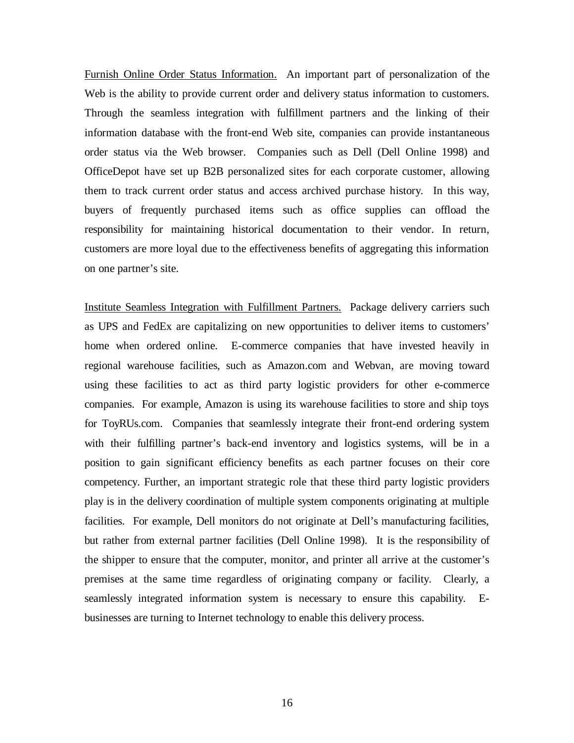Furnish Online Order Status Information. An important part of personalization of the Web is the ability to provide current order and delivery status information to customers. Through the seamless integration with fulfillment partners and the linking of their information database with the front-end Web site, companies can provide instantaneous order status via the Web browser. Companies such as Dell (Dell Online 1998) and OfficeDepot have set up B2B personalized sites for each corporate customer, allowing them to track current order status and access archived purchase history. In this way, buyers of frequently purchased items such as office supplies can offload the responsibility for maintaining historical documentation to their vendor. In return, customers are more loyal due to the effectiveness benefits of aggregating this information on one partner's site.

Institute Seamless Integration with Fulfillment Partners. Package delivery carriers such as UPS and FedEx are capitalizing on new opportunities to deliver items to customers' home when ordered online. E-commerce companies that have invested heavily in regional warehouse facilities, such as Amazon.com and Webvan, are moving toward using these facilities to act as third party logistic providers for other e-commerce companies. For example, Amazon is using its warehouse facilities to store and ship toys for ToyRUs.com. Companies that seamlessly integrate their front-end ordering system with their fulfilling partner's back-end inventory and logistics systems, will be in a position to gain significant efficiency benefits as each partner focuses on their core competency. Further, an important strategic role that these third party logistic providers play is in the delivery coordination of multiple system components originating at multiple facilities. For example, Dell monitors do not originate at Dell's manufacturing facilities, but rather from external partner facilities (Dell Online 1998). It is the responsibility of the shipper to ensure that the computer, monitor, and printer all arrive at the customer's premises at the same time regardless of originating company or facility. Clearly, a seamlessly integrated information system is necessary to ensure this capability. E-businesses are turning to Internet technology to enable this delivery process.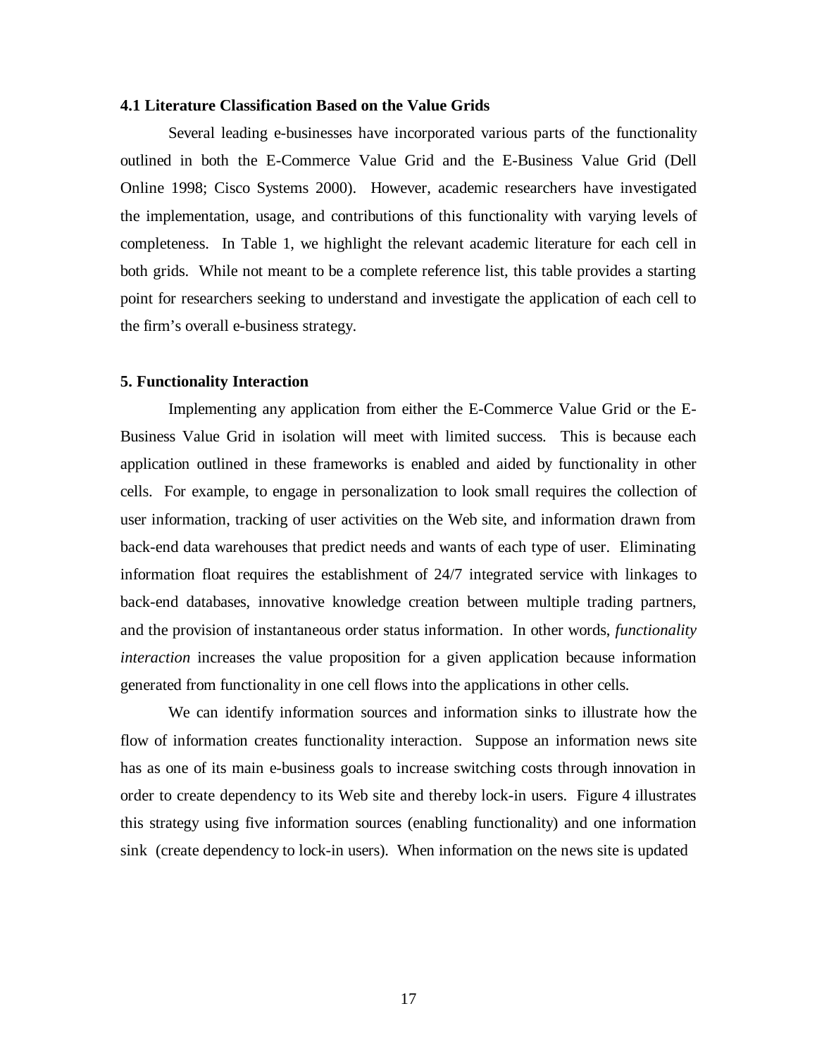### 4.1 Literature Classification Based on the Value Grids

Several leading e-businesses have incorporated various parts of the functionality outlined in both the E-Commerce Value Grid and the E-Business Value Grid (Dell Online 1998; Cisco Systems 2000). However, academic researchers have investigated the implementation, usage, and contributions of this functionality with varying levels of completeness. In Table 1, we highlight the relevant academic literature for each cell in both grids. While not meant to be a complete reference list, this table provides a starting point for researchers seeking to understand and investigate the application of each cell to the firm's overall e-business strategy.

## 5. Functionality Interaction

Implementing any application from either the E-Commerce Value Grid or the E-Business Value Grid in isolation will meet with limited success. This is because each application outlined in these frameworks is enabled and aided by functionality in other cells. For example, to engage in personalization to look small requires the collection of user information, tracking of user activities on the Web site, and information drawn from back-end data warehouses that predict needs and wants of each type of user. Eliminating information float requires the establishment of 24/7 integrated service with linkages to back-end databases, innovative knowledge creation between multiple trading partners, and the provision of instantaneous order status information. In other words, *functionality interaction* increases the value proposition for a given application because information generated from functionality in one cell flows into the applications in other cells.

We can identify information sources and information sinks to illustrate how the flow of information creates functionality interaction. Suppose an information news site has as one of its main e-business goals to increase switching costs through innovation in order to create dependency to its Web site and thereby lock-in users. Figure 4 illustrates this strategy using five information sources (enabling functionality) and one information sink (create dependency to lock-in users). When information on the news site is updated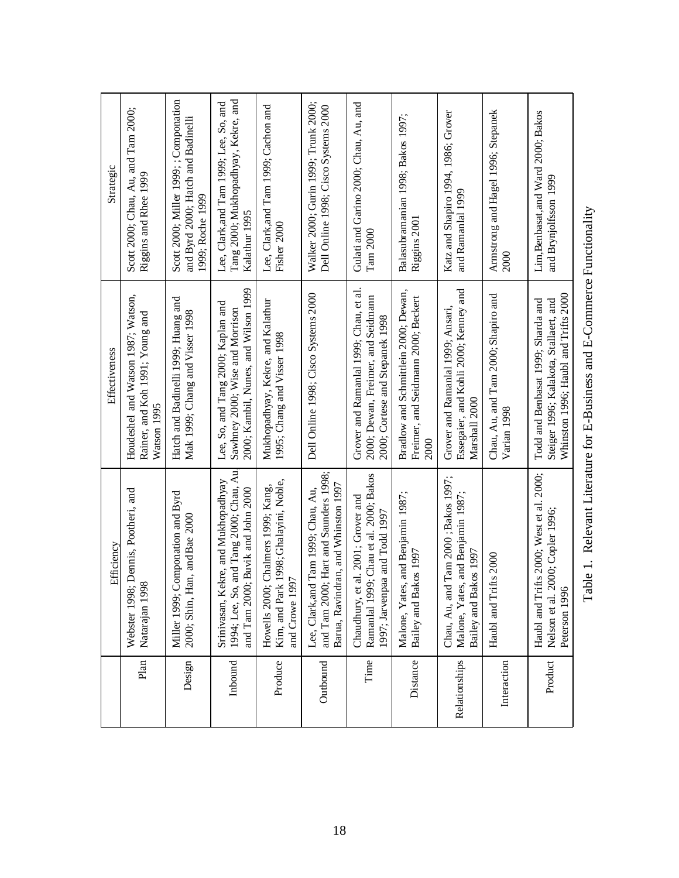| | Efficiency | Effectiveness | Strategic |
|---|---|---|---|
| Plan | Webster 1998; Dennis, Pootheri, and Natarajan 1998 | Houdeshel and Watson 1987; Watson, Rainer, and Koh 1991; Young and Watson 1995 | Scott 2000; Chau, Au, and Tam 2000; Riggins and Rhee 1999 |
| Design | Miller 1999; Componation and Byrd 2000; Shin, Han, and Bae 2000 | Hatch and Badinelli 1999; Huang and Mak 1999; Chang and Visser 1998 | Scott 2000; Miller 1999; ; Componation and Byrd 2000; Hatch and Badinelli 1999; Roche 1999 |
| Inbound | Srinivasan, Kekre, and Mukhopadhyay 1994; Lee, So, and Tang 2000; Chau, Au and Tam 2000; Buvik and John 2000 | Lee, So, and Tang 2000; Kaplan and Sawhney 2000; Wise and Morrison 2000; Kambil, Nunes, and Wilson 1999 | Lee, Clark,and Tam 1999; Lee, So, and Tang 2000; Mukhopadhyay, Kekre, and Kalathur 1995 |
| Produce | Howells 2000; Chalmers 1999; Kang, Kim, and Park 1998; Ghalayini, Noble, and Crowe 1997 | Mukhopadhyay, Kekre, and Kalathur 1995; Chang and Visser 1998 | Lee, Clark,and Tam 1999; Cachon and Fisher 2000 |
| Outbound | Lee, Clark,and Tam 1999; Chau, Au, and Tam 2000; Hart and Saunders 1998; Barua, Ravindran, and Whinston 1997 | Dell Online 1998; Cisco Systems 2000 | Walker 2000; Gurin 1999; Trunk 2000; Dell Online 1998; Cisco Systems 2000 |
| Time | Chaudhury, et al. 2001; Grover and Ramanlal 1999; Chau et al. 2000; Bakos 1997; Jarvenpaa and Todd 1997 | Grover and Ramanlal 1999; Chau, et al. 2000; Dewan, Freimer, and Seidmann 2000; Cortese and Stepanek 1998 | Gulati and Garino 2000; Chau, Au, and Tam 2000 |
| Distance | Malone, Yates, and Benjamin 1987; Bailey and Bakos 1997 | Bradlow and Schmittlein 2000; Dewan, Freimer, and Seidmann 2000; Beckert 2000 | Balasubramanian 1998; Bakos 1997; Riggins 2001 |
| Relationships | Chau, Au, and Tam 2000 ; Bakos 1997; Malone, Yates, and Benjamin 1987; Bailey and Bakos 1997 | Grover and Ramanlal 1999; Ansari, Essegaier, and Kohli 2000; Kenney and Marshall 2000 | Katz and Shapiro 1994, 1986; Grover and Ramanlal 1999 |
| Interaction | Haubl and Trifts 2000 | Chau, Au, and Tam 2000; Shapiro and Varian 1998 | Armstrong and Hagel 1996; Stepanek 2000 |
| Product | Haubl and Trifts 2000; West et al. 2000; Nelson et al. 2000; Copler 1996; Peterson 1996 | Todd and Benbasat 1999; Sharda and Steiger 1996; Kalakota, Stallaert, and Whinston 1996; Haubl and Trifts 2000 | Lim,Benbasat,and Ward 2000; Bakos and Brynjolfsson 1999 |

Table 1. Relevant Literature for E-Business and E-Commerce Functionality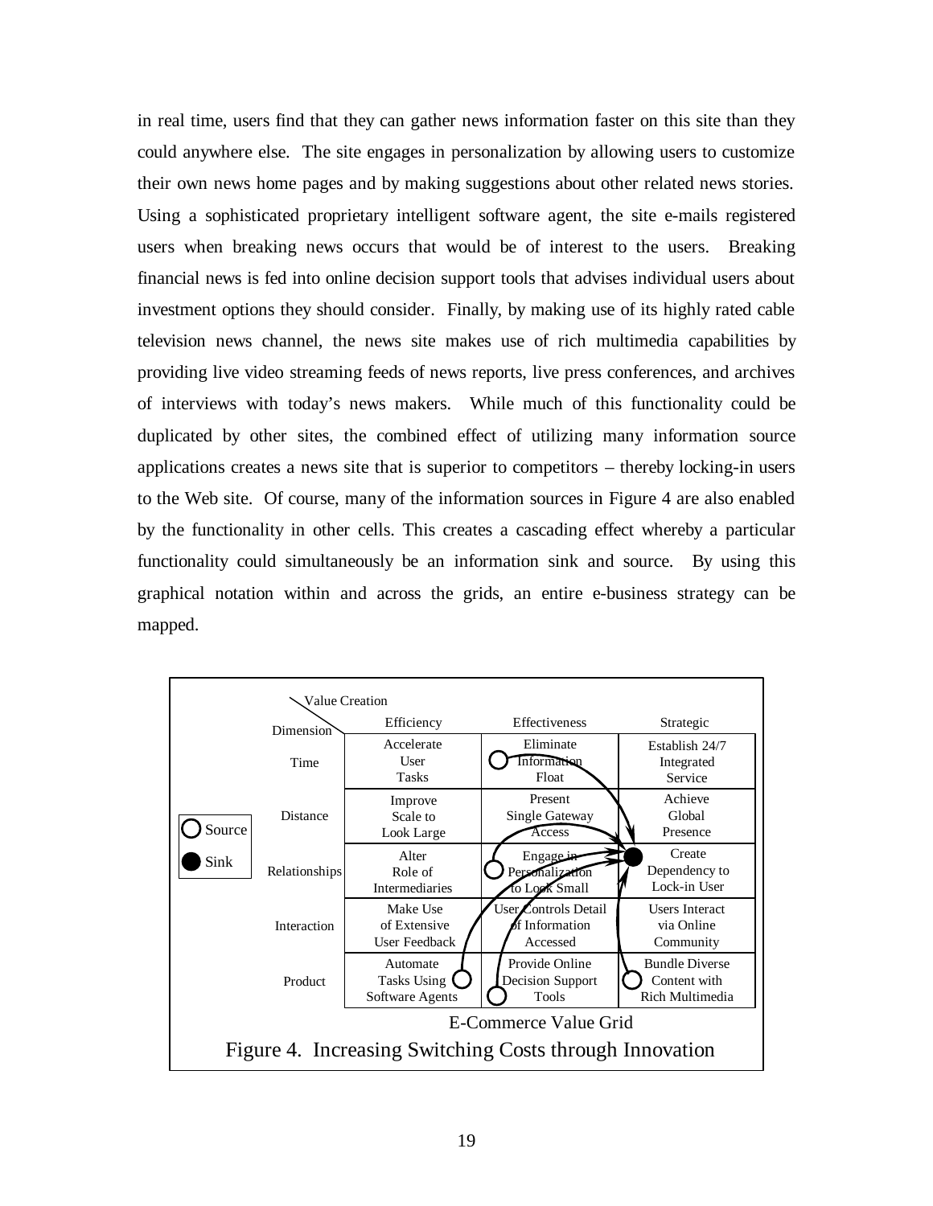in real time, users find that they can gather news information faster on this site than they could anywhere else. The site engages in personalization by allowing users to customize their own news home pages and by making suggestions about other related news stories. Using a sophisticated proprietary intelligent software agent, the site e-mails registered users when breaking news occurs that would be of interest to the users. Breaking financial news is fed into online decision support tools that advises individual users about investment options they should consider. Finally, by making use of its highly rated cable television news channel, the news site makes use of rich multimedia capabilities by providing live video streaming feeds of news reports, live press conferences, and archives of interviews with today's news makers. While much of this functionality could be duplicated by other sites, the combined effect of utilizing many information source applications creates a news site that is superior to competitors – thereby locking-in users to the Web site. Of course, many of the information sources in Figure 4 are also enabled by the functionality in other cells. This creates a cascading effect whereby a particular functionality could simultaneously be an information sink and source. By using this graphical notation within and across the grids, an entire e-business strategy can be mapped.

| Dimension \ Value Creation | Efficiency | Effectiveness | Strategic |
|---|---|---|---|
| Time | Accelerate User Tasks | Eliminate Information Float (Source) | Establish 24/7 Integrated Service |
| Distance | Improve Scale to Look Large | Present Single Gateway Access | Achieve Global Presence |
| Relationships | Alter Role of Intermediaries | Engage in Personalization to Look Small (Source) | Create Dependency to Lock-in User (Sink) |
| Interaction | Make Use of Extensive User Feedback | User Controls Detail of Information Accessed | Users Interact via Online Community |
| Product | Automate Tasks Using Software Agents (Source) | Provide Online Decision Support Tools (Source) | Bundle Diverse Content with Rich Multimedia (Source) |

Legend: ○ Source ● Sink

E-Commerce Value Grid

Figure 4. Increasing Switching Costs through Innovation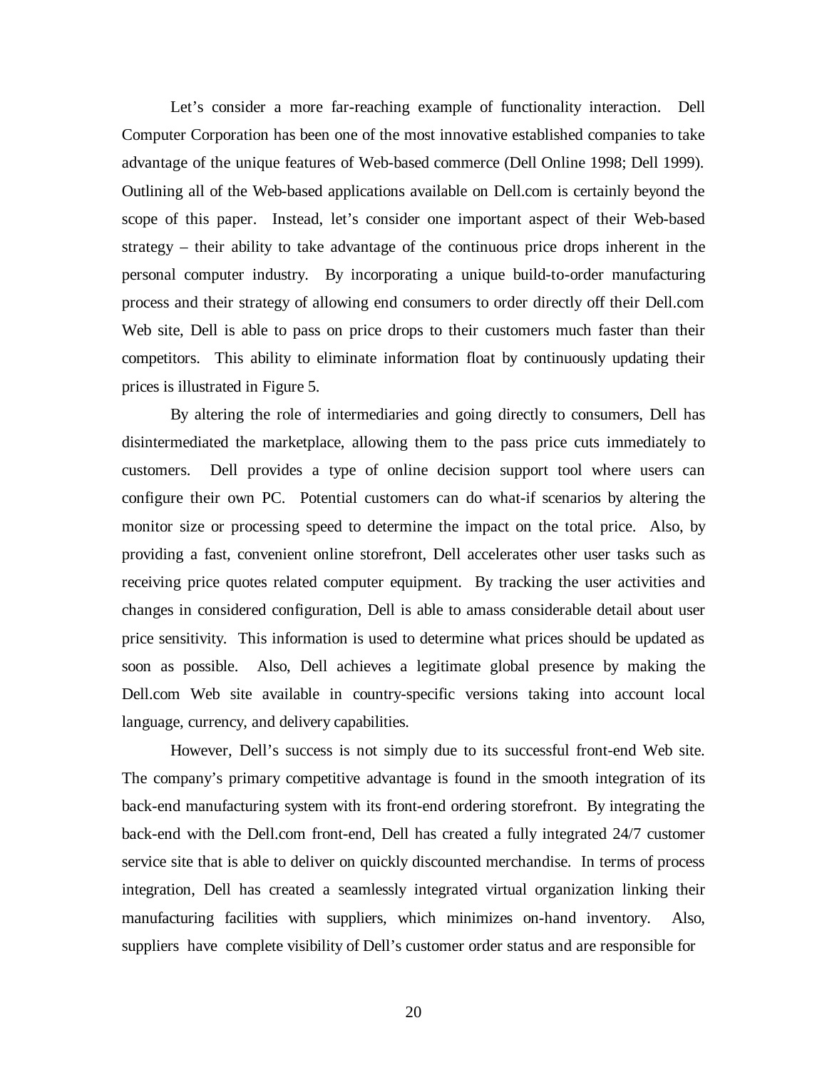Let's consider a more far-reaching example of functionality interaction. Dell Computer Corporation has been one of the most innovative established companies to take advantage of the unique features of Web-based commerce (Dell Online 1998; Dell 1999). Outlining all of the Web-based applications available on Dell.com is certainly beyond the scope of this paper. Instead, let's consider one important aspect of their Web-based strategy – their ability to take advantage of the continuous price drops inherent in the personal computer industry. By incorporating a unique build-to-order manufacturing process and their strategy of allowing end consumers to order directly off their Dell.com Web site, Dell is able to pass on price drops to their customers much faster than their competitors. This ability to eliminate information float by continuously updating their prices is illustrated in Figure 5.

By altering the role of intermediaries and going directly to consumers, Dell has disintermediated the marketplace, allowing them to the pass price cuts immediately to customers. Dell provides a type of online decision support tool where users can configure their own PC. Potential customers can do what-if scenarios by altering the monitor size or processing speed to determine the impact on the total price. Also, by providing a fast, convenient online storefront, Dell accelerates other user tasks such as receiving price quotes related computer equipment. By tracking the user activities and changes in considered configuration, Dell is able to amass considerable detail about user price sensitivity. This information is used to determine what prices should be updated as soon as possible. Also, Dell achieves a legitimate global presence by making the Dell.com Web site available in country-specific versions taking into account local language, currency, and delivery capabilities.

However, Dell's success is not simply due to its successful front-end Web site. The company's primary competitive advantage is found in the smooth integration of its back-end manufacturing system with its front-end ordering storefront. By integrating the back-end with the Dell.com front-end, Dell has created a fully integrated 24/7 customer service site that is able to deliver on quickly discounted merchandise. In terms of process integration, Dell has created a seamlessly integrated virtual organization linking their manufacturing facilities with suppliers, which minimizes on-hand inventory. Also, suppliers have complete visibility of Dell's customer order status and are responsible for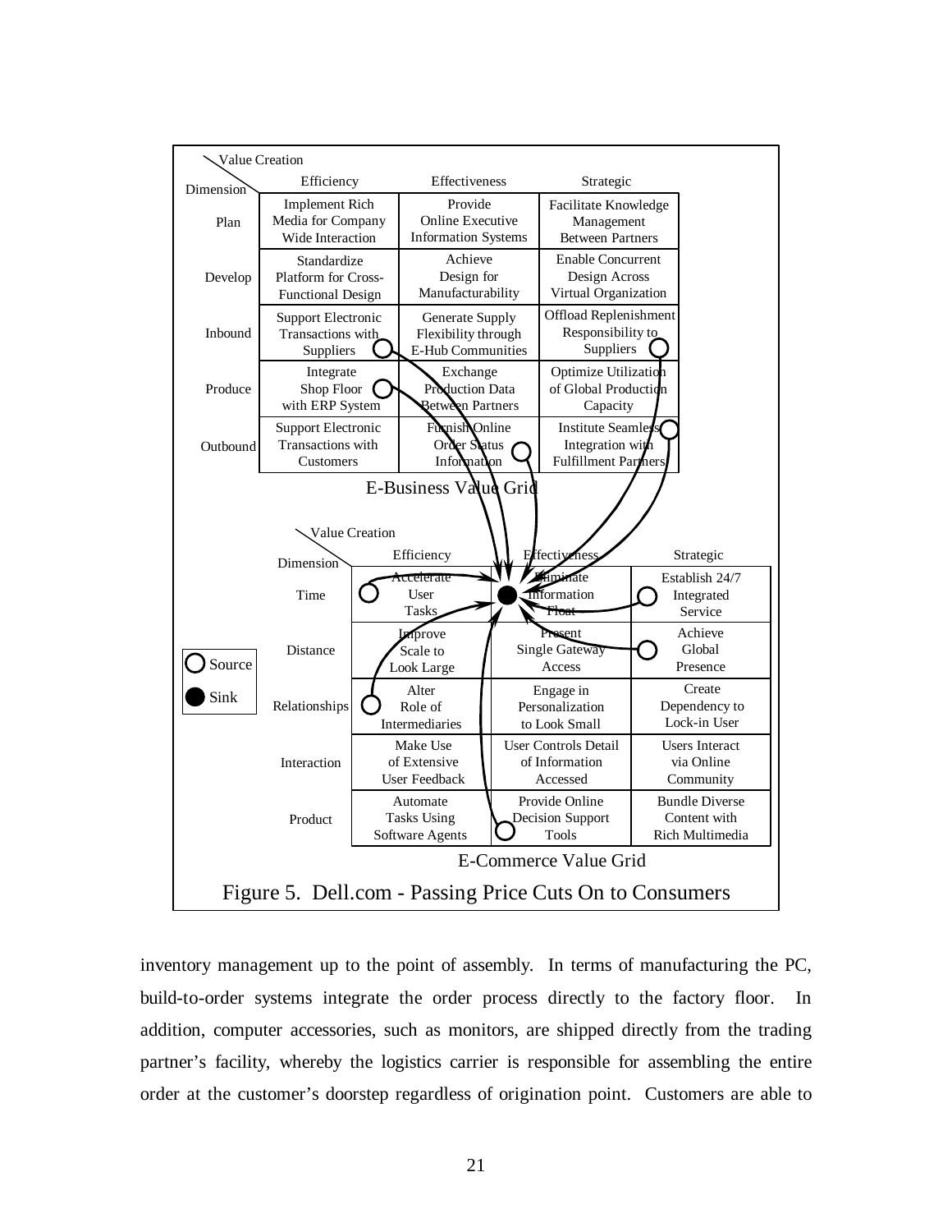**E-Business Value Grid**

| Dimension \ Value Creation | Efficiency | Effectiveness | Strategic |
| --- | --- | --- | --- |
| Plan | Implement Rich Media for Company Wide Interaction | Provide Online Executive Information Systems | Facilitate Knowledge Management Between Partners |
| Develop | Standardize Platform for Cross-Functional Design | Achieve Design for Manufacturability | Enable Concurrent Design Across Virtual Organization |
| Inbound | Support Electronic Transactions with Suppliers | Generate Supply Flexibility through E-Hub Communities | Offload Replenishment Responsibility to Suppliers |
| Produce | Integrate Shop Floor with ERP System | Exchange Production Data Between Partners | Optimize Utilization of Global Production Capacity |
| Outbound | Support Electronic Transactions with Customers | Furnish Online Order Status Information | Institute Seamless Integration with Fulfillment Partners |

**E-Commerce Value Grid**

| Dimension \ Value Creation | Efficiency | Effectiveness | Strategic |
| --- | --- | --- | --- |
| Time | Accelerate User Tasks | Eliminate Information Float | Establish 24/7 Integrated Service |
| Distance | Improve Scale to Look Large | Present Single Gateway Access | Achieve Global Presence |
| Relationships | Alter Role of Intermediaries | Engage in Personalization to Look Small | Create Dependency to Lock-in User |
| Interaction | Make Use of Extensive User Feedback | User Controls Detail of Information Accessed | Users Interact via Online Community |
| Product | Automate Tasks Using Software Agents | Provide Online Decision Support Tools | Bundle Diverse Content with Rich Multimedia |

Legend: Source, Sink

Figure 5. Dell.com - Passing Price Cuts On to Consumers

inventory management up to the point of assembly. In terms of manufacturing the PC, build-to-order systems integrate the order process directly to the factory floor. In addition, computer accessories, such as monitors, are shipped directly from the trading partner's facility, whereby the logistics carrier is responsible for assembling the entire order at the customer's doorstep regardless of origination point. Customers are able to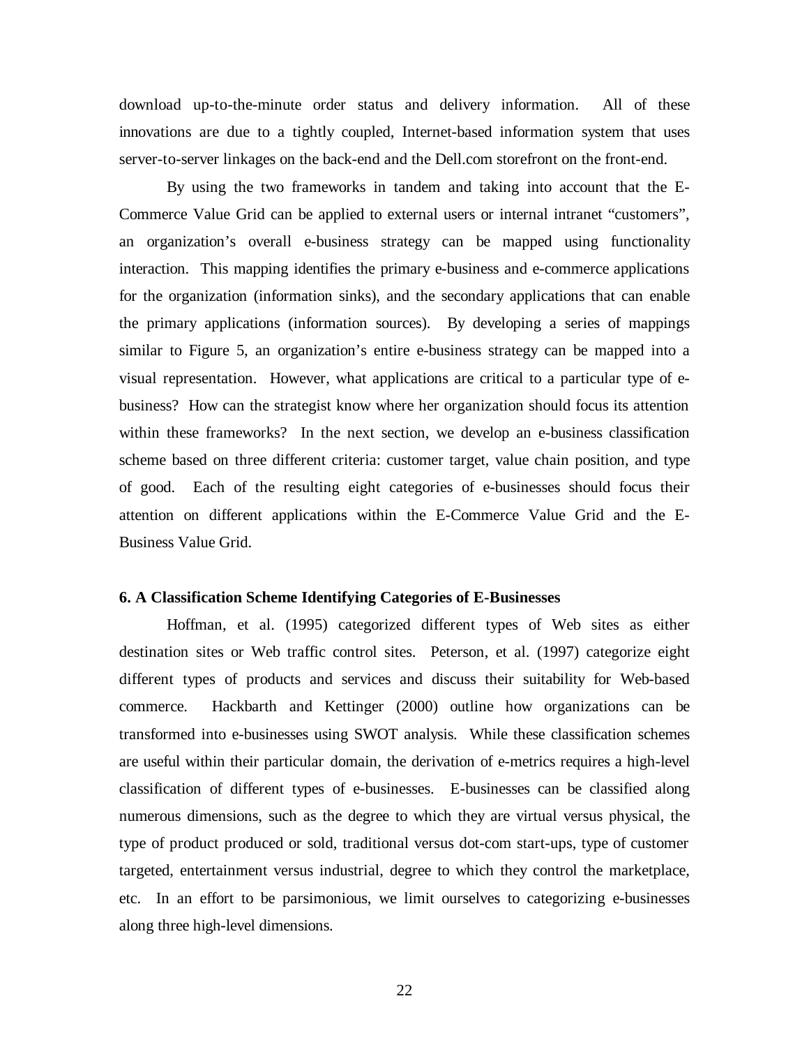download up-to-the-minute order status and delivery information. All of these innovations are due to a tightly coupled, Internet-based information system that uses server-to-server linkages on the back-end and the Dell.com storefront on the front-end.

By using the two frameworks in tandem and taking into account that the E-Commerce Value Grid can be applied to external users or internal intranet "customers", an organization's overall e-business strategy can be mapped using functionality interaction. This mapping identifies the primary e-business and e-commerce applications for the organization (information sinks), and the secondary applications that can enable the primary applications (information sources). By developing a series of mappings similar to Figure 5, an organization's entire e-business strategy can be mapped into a visual representation. However, what applications are critical to a particular type of e-business? How can the strategist know where her organization should focus its attention within these frameworks? In the next section, we develop an e-business classification scheme based on three different criteria: customer target, value chain position, and type of good. Each of the resulting eight categories of e-businesses should focus their attention on different applications within the E-Commerce Value Grid and the E-Business Value Grid.

## 6. A Classification Scheme Identifying Categories of E-Businesses

Hoffman, et al. (1995) categorized different types of Web sites as either destination sites or Web traffic control sites. Peterson, et al. (1997) categorize eight different types of products and services and discuss their suitability for Web-based commerce. Hackbarth and Kettinger (2000) outline how organizations can be transformed into e-businesses using SWOT analysis. While these classification schemes are useful within their particular domain, the derivation of e-metrics requires a high-level classification of different types of e-businesses. E-businesses can be classified along numerous dimensions, such as the degree to which they are virtual versus physical, the type of product produced or sold, traditional versus dot-com start-ups, type of customer targeted, entertainment versus industrial, degree to which they control the marketplace, etc. In an effort to be parsimonious, we limit ourselves to categorizing e-businesses along three high-level dimensions.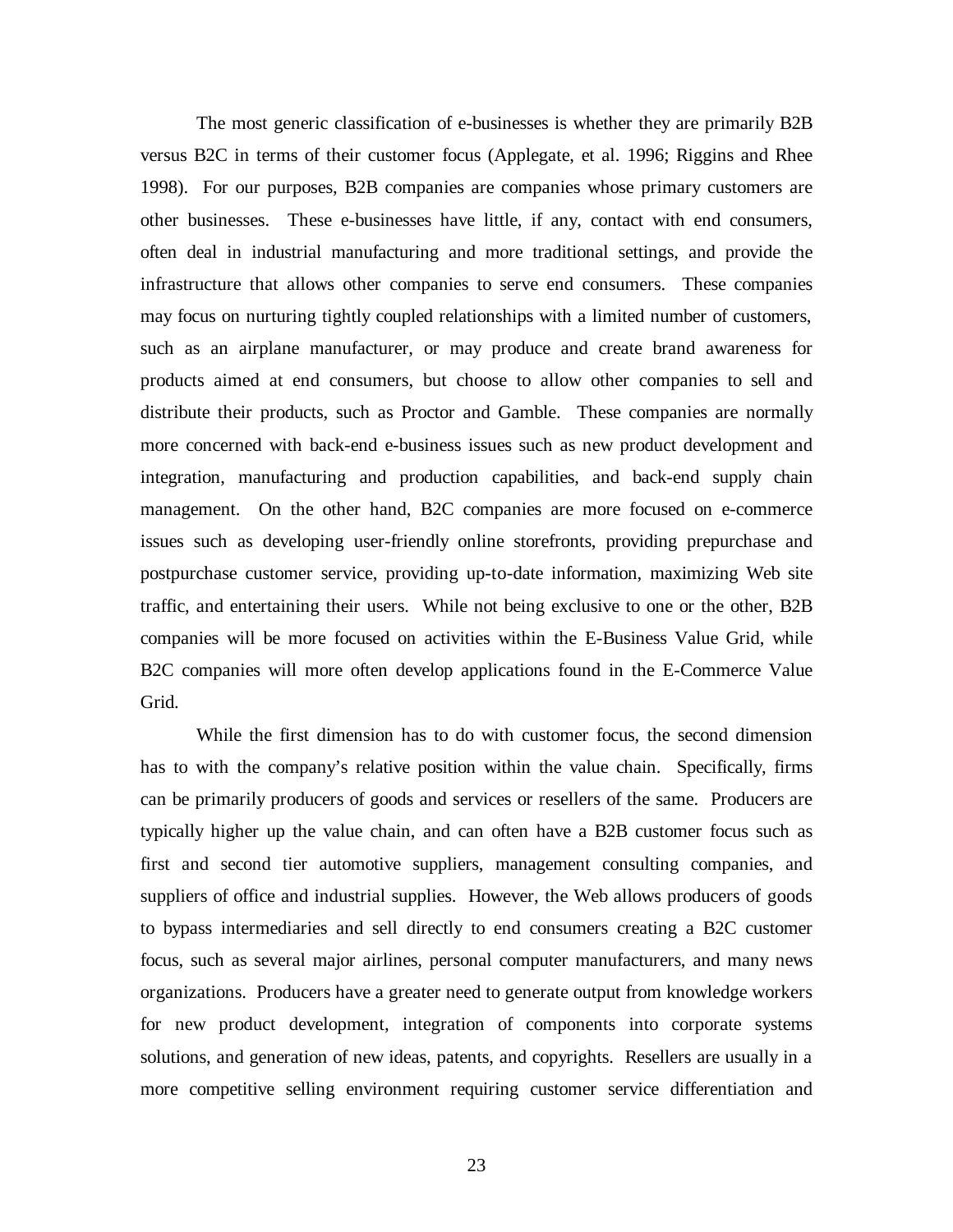The most generic classification of e-businesses is whether they are primarily B2B versus B2C in terms of their customer focus (Applegate, et al. 1996; Riggins and Rhee 1998). For our purposes, B2B companies are companies whose primary customers are other businesses. These e-businesses have little, if any, contact with end consumers, often deal in industrial manufacturing and more traditional settings, and provide the infrastructure that allows other companies to serve end consumers. These companies may focus on nurturing tightly coupled relationships with a limited number of customers, such as an airplane manufacturer, or may produce and create brand awareness for products aimed at end consumers, but choose to allow other companies to sell and distribute their products, such as Proctor and Gamble. These companies are normally more concerned with back-end e-business issues such as new product development and integration, manufacturing and production capabilities, and back-end supply chain management. On the other hand, B2C companies are more focused on e-commerce issues such as developing user-friendly online storefronts, providing prepurchase and postpurchase customer service, providing up-to-date information, maximizing Web site traffic, and entertaining their users. While not being exclusive to one or the other, B2B companies will be more focused on activities within the E-Business Value Grid, while B2C companies will more often develop applications found in the E-Commerce Value Grid.

While the first dimension has to do with customer focus, the second dimension has to with the company's relative position within the value chain. Specifically, firms can be primarily producers of goods and services or resellers of the same. Producers are typically higher up the value chain, and can often have a B2B customer focus such as first and second tier automotive suppliers, management consulting companies, and suppliers of office and industrial supplies. However, the Web allows producers of goods to bypass intermediaries and sell directly to end consumers creating a B2C customer focus, such as several major airlines, personal computer manufacturers, and many news organizations. Producers have a greater need to generate output from knowledge workers for new product development, integration of components into corporate systems solutions, and generation of new ideas, patents, and copyrights. Resellers are usually in a more competitive selling environment requiring customer service differentiation and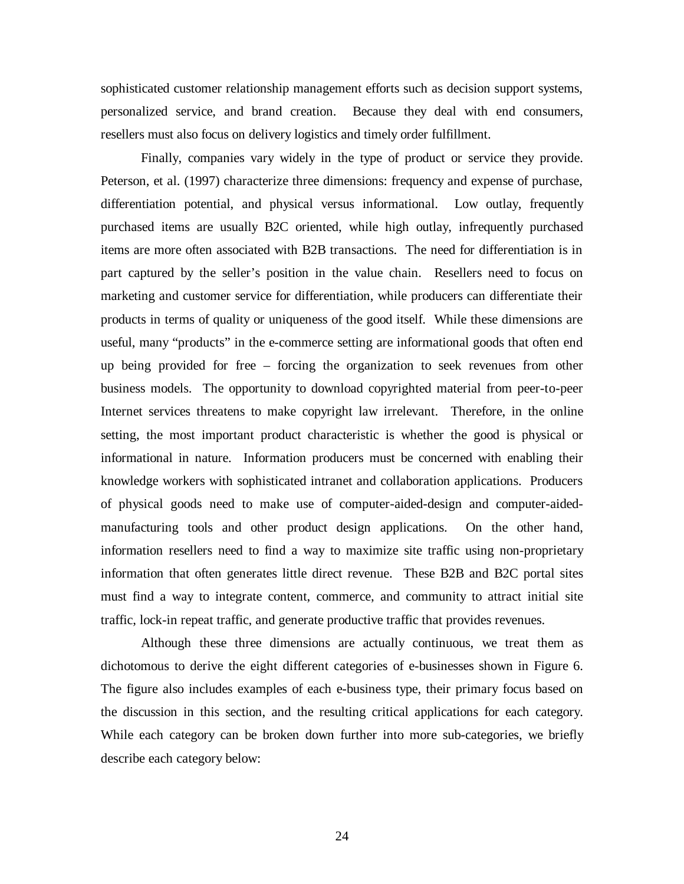sophisticated customer relationship management efforts such as decision support systems, personalized service, and brand creation. Because they deal with end consumers, resellers must also focus on delivery logistics and timely order fulfillment.

Finally, companies vary widely in the type of product or service they provide. Peterson, et al. (1997) characterize three dimensions: frequency and expense of purchase, differentiation potential, and physical versus informational. Low outlay, frequently purchased items are usually B2C oriented, while high outlay, infrequently purchased items are more often associated with B2B transactions. The need for differentiation is in part captured by the seller's position in the value chain. Resellers need to focus on marketing and customer service for differentiation, while producers can differentiate their products in terms of quality or uniqueness of the good itself. While these dimensions are useful, many "products" in the e-commerce setting are informational goods that often end up being provided for free – forcing the organization to seek revenues from other business models. The opportunity to download copyrighted material from peer-to-peer Internet services threatens to make copyright law irrelevant. Therefore, in the online setting, the most important product characteristic is whether the good is physical or informational in nature. Information producers must be concerned with enabling their knowledge workers with sophisticated intranet and collaboration applications. Producers of physical goods need to make use of computer-aided-design and computer-aided-manufacturing tools and other product design applications. On the other hand, information resellers need to find a way to maximize site traffic using non-proprietary information that often generates little direct revenue. These B2B and B2C portal sites must find a way to integrate content, commerce, and community to attract initial site traffic, lock-in repeat traffic, and generate productive traffic that provides revenues.

Although these three dimensions are actually continuous, we treat them as dichotomous to derive the eight different categories of e-businesses shown in Figure 6. The figure also includes examples of each e-business type, their primary focus based on the discussion in this section, and the resulting critical applications for each category. While each category can be broken down further into more sub-categories, we briefly describe each category below: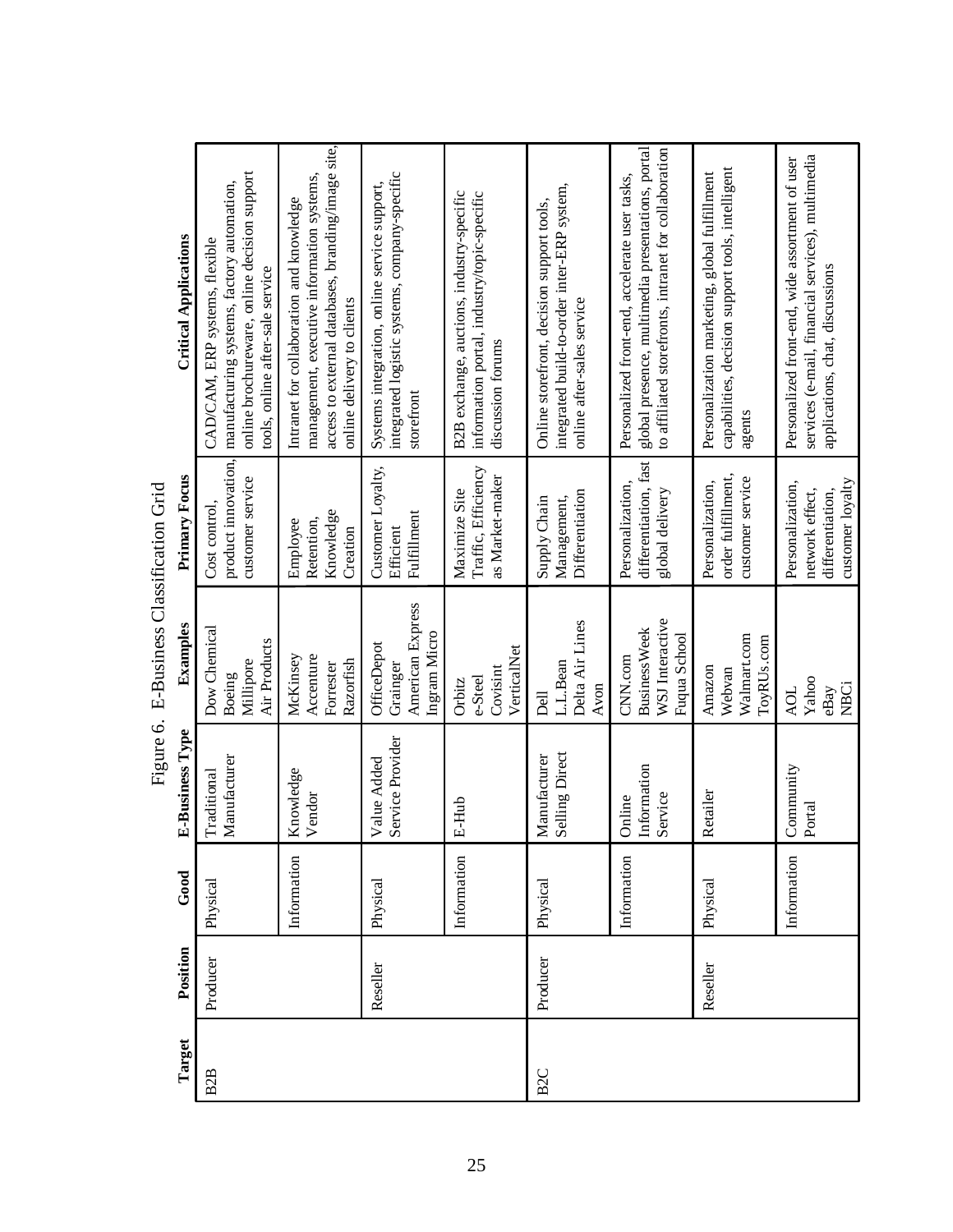Figure 6. E-Business Classification Grid

| Target | Position | Good | E-Business Type | Examples | Primary Focus | Critical Applications |
|---|---|---|---|---|---|---|
| B2B | Producer | Physical | Traditional Manufacturer | Dow Chemical<br>Boeing<br>Millipore<br>Air Products | Cost control, product innovation, customer service | CAD/CAM, ERP systems, flexible manufacturing systems, factory automation, online brochureware, online decision support tools, online after-sale service |
| | | Information | Knowledge Vendor | McKinsey<br>Accenture<br>Forrester<br>Razorfish | Employee Retention, Knowledge Creation | Intranet for collaboration and knowledge management, executive information systems, access to external databases, branding/image site, online delivery to clients |
| | Reseller | Physical | Value Added Service Provider | OfficeDepot<br>Grainger<br>American Express<br>Ingram Micro | Customer Loyalty, Efficient Fulfillment | Systems integration, online service support, integrated logistic systems, company-specific storefront |
| | | Information | E-Hub | Orbitz<br>e-Steel<br>Covisint<br>VerticalNet | Maximize Site Traffic, Efficiency as Market-maker | B2B exchange, auctions, industry-specific information portal, industry/topic-specific discussion forums |
| B2C | Producer | Physical | Manufacturer Selling Direct | Dell<br>L.L.Bean<br>Delta Air Lines<br>Avon | Supply Chain Management, Differentiation | Online storefront, decision support tools, integrated build-to-order inter-ERP system, online after-sales service |
| | | Information | Online Information Service | CNN.com<br>BusinessWeek<br>WSJ Interactive<br>Fuqua School | Personalization, differentiation, fast global delivery | Personalized front-end, accelerate user tasks, global presence, multimedia presentations, portal to affiliated storefronts, intranet for collaboration |
| | Reseller | Physical | Retailer | Amazon<br>Webvan<br>Walmart.com<br>ToyRUs.com | Personalization, order fulfillment, customer service | Personalization marketing, global fulfillment capabilities, decision support tools, intelligent agents |
| | | Information | Community Portal | AOL<br>Yahoo<br>eBay<br>NBCi | Personalization, network effect, differentiation, customer loyalty | Personalized front-end, wide assortment of user services (e-mail, financial services), multimedia applications, chat, discussions |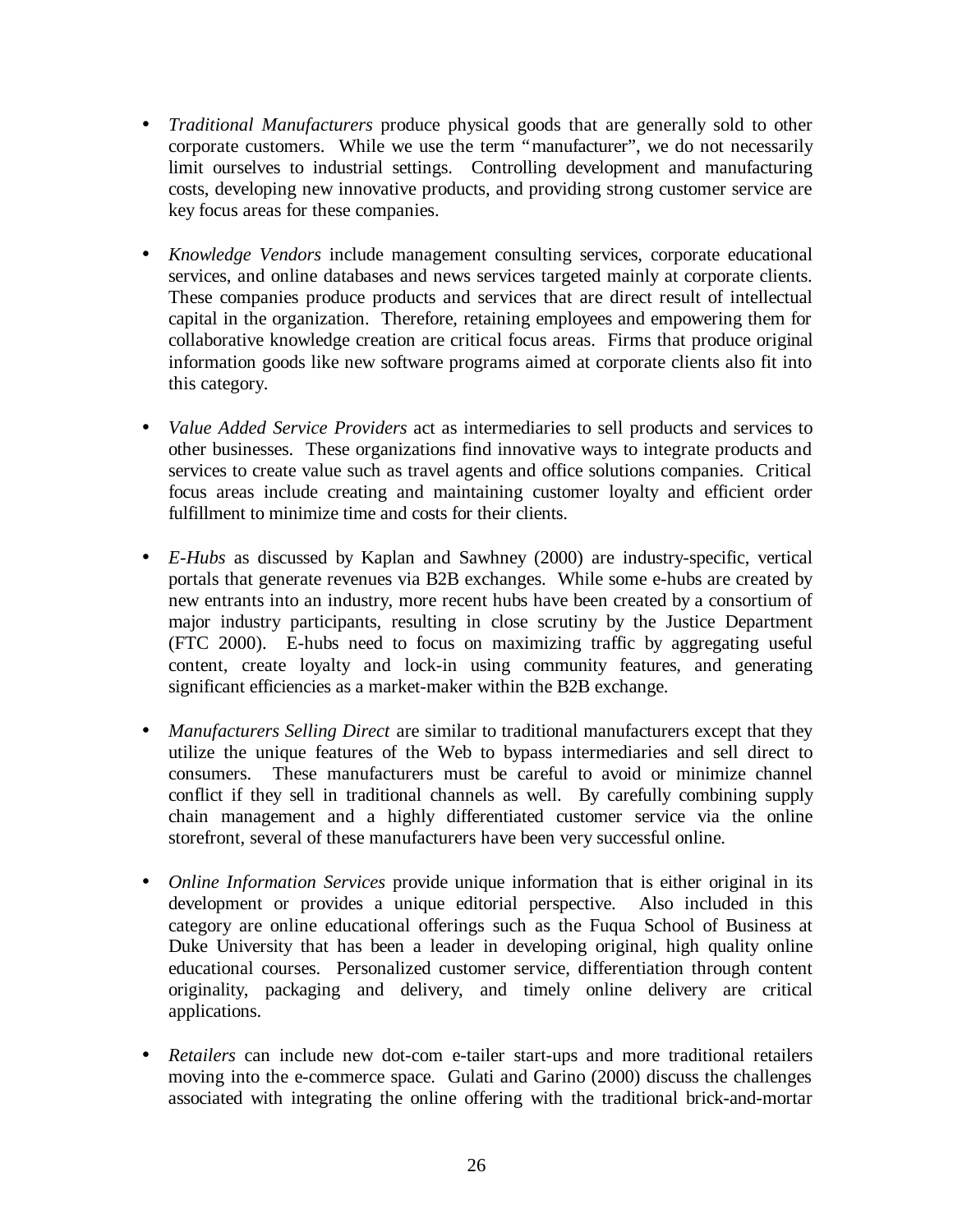- *Traditional Manufacturers* produce physical goods that are generally sold to other corporate customers. While we use the term "manufacturer", we do not necessarily limit ourselves to industrial settings. Controlling development and manufacturing costs, developing new innovative products, and providing strong customer service are key focus areas for these companies.

- *Knowledge Vendors* include management consulting services, corporate educational services, and online databases and news services targeted mainly at corporate clients. These companies produce products and services that are direct result of intellectual capital in the organization. Therefore, retaining employees and empowering them for collaborative knowledge creation are critical focus areas. Firms that produce original information goods like new software programs aimed at corporate clients also fit into this category.

- *Value Added Service Providers* act as intermediaries to sell products and services to other businesses. These organizations find innovative ways to integrate products and services to create value such as travel agents and office solutions companies. Critical focus areas include creating and maintaining customer loyalty and efficient order fulfillment to minimize time and costs for their clients.

- *E-Hubs* as discussed by Kaplan and Sawhney (2000) are industry-specific, vertical portals that generate revenues via B2B exchanges. While some e-hubs are created by new entrants into an industry, more recent hubs have been created by a consortium of major industry participants, resulting in close scrutiny by the Justice Department (FTC 2000). E-hubs need to focus on maximizing traffic by aggregating useful content, create loyalty and lock-in using community features, and generating significant efficiencies as a market-maker within the B2B exchange.

- *Manufacturers Selling Direct* are similar to traditional manufacturers except that they utilize the unique features of the Web to bypass intermediaries and sell direct to consumers. These manufacturers must be careful to avoid or minimize channel conflict if they sell in traditional channels as well. By carefully combining supply chain management and a highly differentiated customer service via the online storefront, several of these manufacturers have been very successful online.

- *Online Information Services* provide unique information that is either original in its development or provides a unique editorial perspective. Also included in this category are online educational offerings such as the Fuqua School of Business at Duke University that has been a leader in developing original, high quality online educational courses. Personalized customer service, differentiation through content originality, packaging and delivery, and timely online delivery are critical applications.

- *Retailers* can include new dot-com e-tailer start-ups and more traditional retailers moving into the e-commerce space. Gulati and Garino (2000) discuss the challenges associated with integrating the online offering with the traditional brick-and-mortar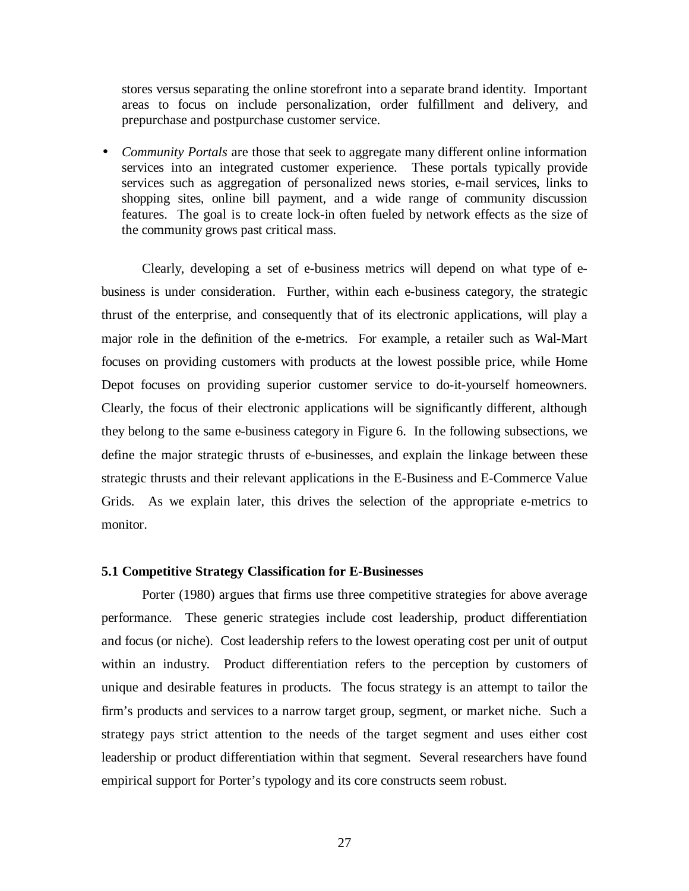stores versus separating the online storefront into a separate brand identity. Important areas to focus on include personalization, order fulfillment and delivery, and prepurchase and postpurchase customer service.

- *Community Portals* are those that seek to aggregate many different online information services into an integrated customer experience. These portals typically provide services such as aggregation of personalized news stories, e-mail services, links to shopping sites, online bill payment, and a wide range of community discussion features. The goal is to create lock-in often fueled by network effects as the size of the community grows past critical mass.

Clearly, developing a set of e-business metrics will depend on what type of e-business is under consideration. Further, within each e-business category, the strategic thrust of the enterprise, and consequently that of its electronic applications, will play a major role in the definition of the e-metrics. For example, a retailer such as Wal-Mart focuses on providing customers with products at the lowest possible price, while Home Depot focuses on providing superior customer service to do-it-yourself homeowners. Clearly, the focus of their electronic applications will be significantly different, although they belong to the same e-business category in Figure 6. In the following subsections, we define the major strategic thrusts of e-businesses, and explain the linkage between these strategic thrusts and their relevant applications in the E-Business and E-Commerce Value Grids. As we explain later, this drives the selection of the appropriate e-metrics to monitor.

### 5.1 Competitive Strategy Classification for E-Businesses

Porter (1980) argues that firms use three competitive strategies for above average performance. These generic strategies include cost leadership, product differentiation and focus (or niche). Cost leadership refers to the lowest operating cost per unit of output within an industry. Product differentiation refers to the perception by customers of unique and desirable features in products. The focus strategy is an attempt to tailor the firm's products and services to a narrow target group, segment, or market niche. Such a strategy pays strict attention to the needs of the target segment and uses either cost leadership or product differentiation within that segment. Several researchers have found empirical support for Porter's typology and its core constructs seem robust.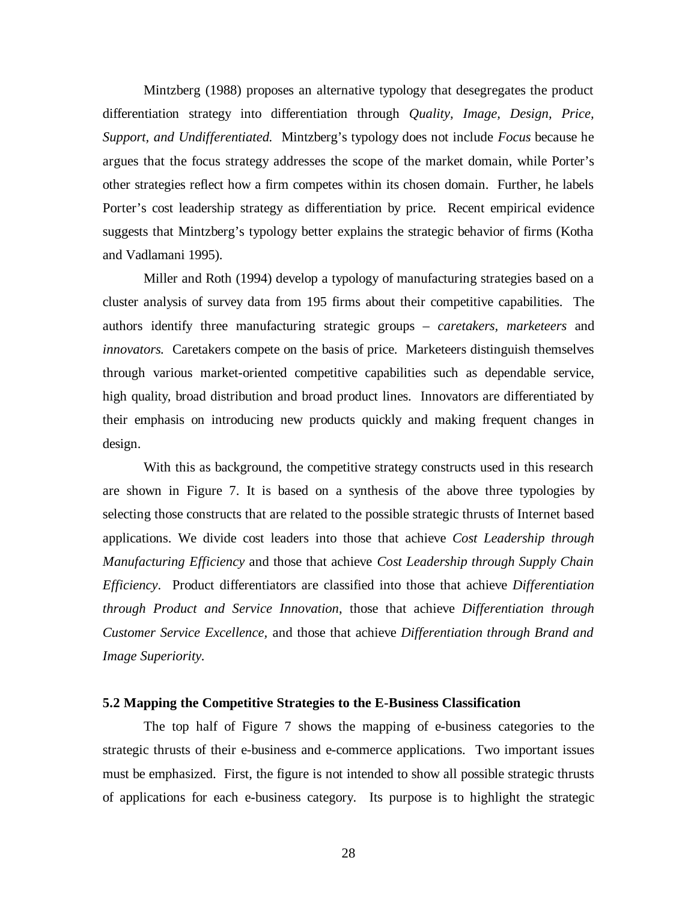Mintzberg (1988) proposes an alternative typology that desegregates the product differentiation strategy into differentiation through *Quality, Image, Design, Price, Support, and Undifferentiated.* Mintzberg's typology does not include *Focus* because he argues that the focus strategy addresses the scope of the market domain, while Porter's other strategies reflect how a firm competes within its chosen domain. Further, he labels Porter's cost leadership strategy as differentiation by price. Recent empirical evidence suggests that Mintzberg's typology better explains the strategic behavior of firms (Kotha and Vadlamani 1995).

Miller and Roth (1994) develop a typology of manufacturing strategies based on a cluster analysis of survey data from 195 firms about their competitive capabilities. The authors identify three manufacturing strategic groups – *caretakers, marketeers* and *innovators.* Caretakers compete on the basis of price. Marketeers distinguish themselves through various market-oriented competitive capabilities such as dependable service, high quality, broad distribution and broad product lines. Innovators are differentiated by their emphasis on introducing new products quickly and making frequent changes in design.

With this as background, the competitive strategy constructs used in this research are shown in Figure 7. It is based on a synthesis of the above three typologies by selecting those constructs that are related to the possible strategic thrusts of Internet based applications. We divide cost leaders into those that achieve *Cost Leadership through Manufacturing Efficiency* and those that achieve *Cost Leadership through Supply Chain Efficiency*. Product differentiators are classified into those that achieve *Differentiation through Product and Service Innovation*, those that achieve *Differentiation through Customer Service Excellence*, and those that achieve *Differentiation through Brand and Image Superiority.*

**5.2 Mapping the Competitive Strategies to the E-Business Classification**

The top half of Figure 7 shows the mapping of e-business categories to the strategic thrusts of their e-business and e-commerce applications. Two important issues must be emphasized. First, the figure is not intended to show all possible strategic thrusts of applications for each e-business category. Its purpose is to highlight the strategic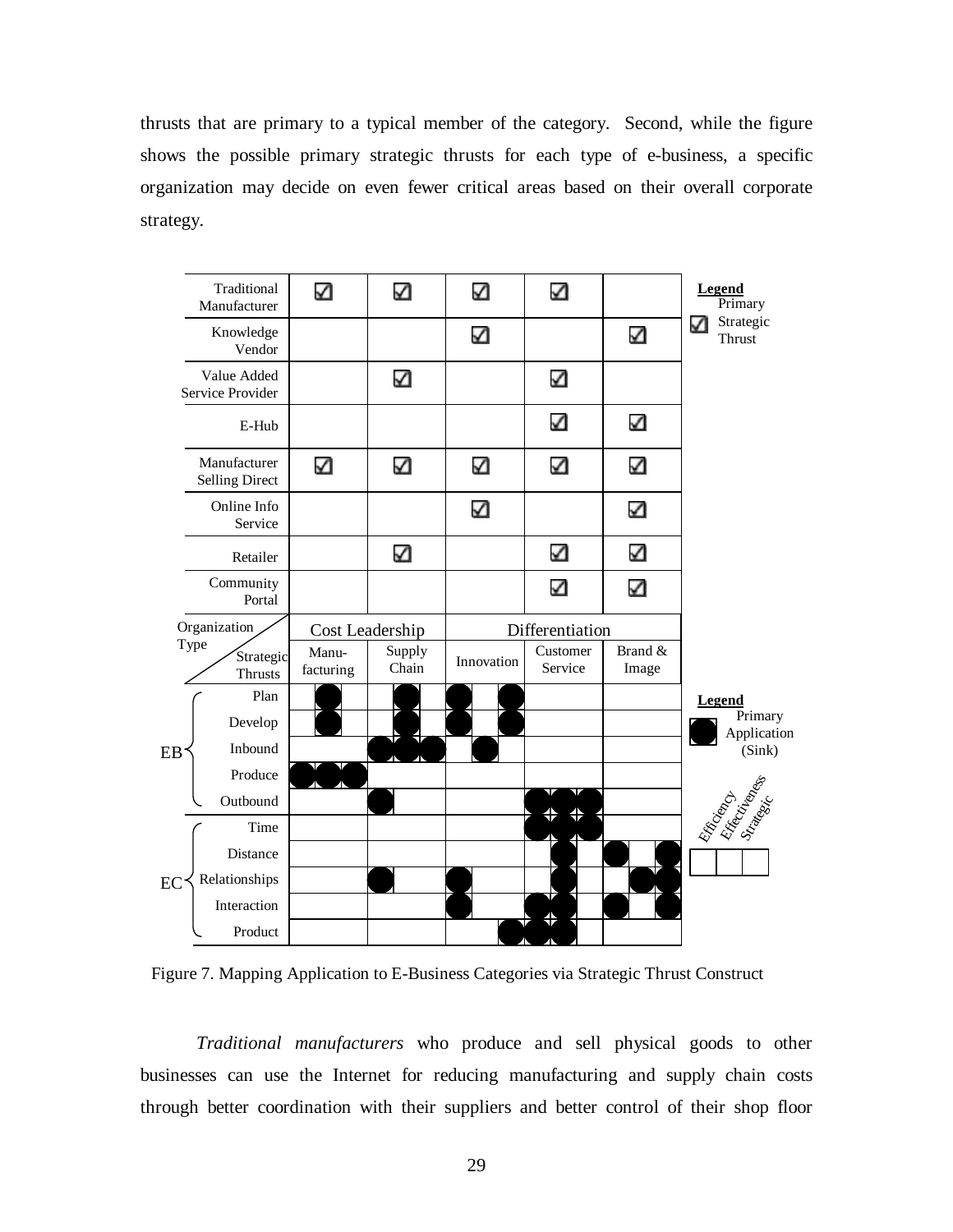thrusts that are primary to a typical member of the category. Second, while the figure shows the possible primary strategic thrusts for each type of e-business, a specific organization may decide on even fewer critical areas based on their overall corporate strategy.

| Organization Type / Strategic Thrusts | Cost Leadership: Manu-facturing | Cost Leadership: Supply Chain | Differentiation: Innovation | Differentiation: Customer Service | Differentiation: Brand & Image |
|---|---|---|---|---|---|
| Traditional Manufacturer | ☑ | ☑ | ☑ | ☑ | |
| Knowledge Vendor | | | ☑ | | ☑ |
| Value Added Service Provider | | ☑ | | ☑ | |
| E-Hub | | | | ☑ | ☑ |
| Manufacturer Selling Direct | ☑ | ☑ | ☑ | ☑ | ☑ |
| Online Info Service | | | ☑ | | ☑ |
| Retailer | | ☑ | | ☑ | ☑ |
| Community Portal | | | | ☑ | ☑ |

Legend: ☑ Primary Strategic Thrust

| | | Manu-facturing | Supply Chain | Innovation | Customer Service | Brand & Image |
|---|---|---|---|---|---|---|
| EB | Plan | Effectiveness | Effectiveness | Efficiency, Strategic | | |
| EB | Develop | Effectiveness | Effectiveness | Efficiency, Strategic | | |
| EB | Inbound | | Efficiency, Effectiveness, Strategic | Effectiveness | | |
| EB | Produce | Efficiency, Effectiveness, Strategic | | | | |
| EB | Outbound | | Efficiency | | Efficiency, Effectiveness, Strategic | |
| EC | Time | | | | Efficiency, Effectiveness, Strategic | |
| EC | Distance | | | | Effectiveness | Efficiency, Strategic |
| EC | Relationships | | Efficiency | Efficiency | Effectiveness | Effectiveness, Strategic |
| EC | Interaction | | | Efficiency | Efficiency, Effectiveness | Efficiency, Strategic |
| EC | Product | | | Strategic | Efficiency, Effectiveness | |

Legend: ● Primary Application (Sink), shown in sub-columns Efficiency / Effectiveness / Strategic

Figure 7. Mapping Application to E-Business Categories via Strategic Thrust Construct

*Traditional manufacturers* who produce and sell physical goods to other businesses can use the Internet for reducing manufacturing and supply chain costs through better coordination with their suppliers and better control of their shop floor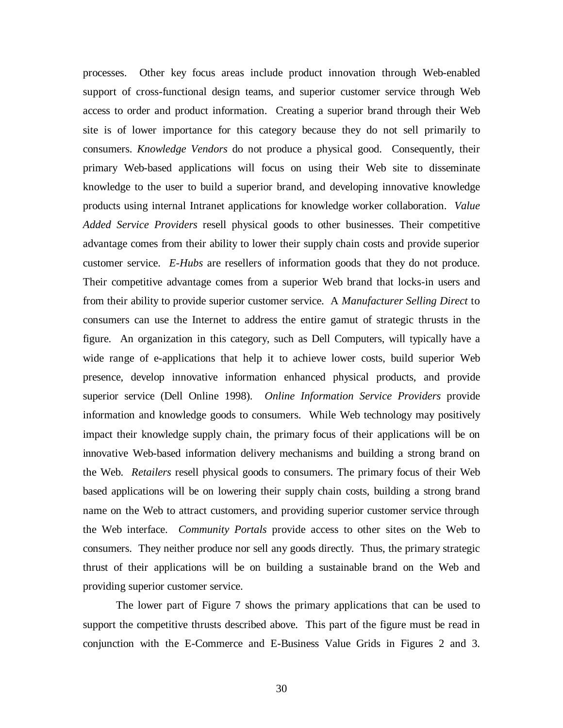processes. Other key focus areas include product innovation through Web-enabled support of cross-functional design teams, and superior customer service through Web access to order and product information. Creating a superior brand through their Web site is of lower importance for this category because they do not sell primarily to consumers. *Knowledge Vendors* do not produce a physical good. Consequently, their primary Web-based applications will focus on using their Web site to disseminate knowledge to the user to build a superior brand, and developing innovative knowledge products using internal Intranet applications for knowledge worker collaboration. *Value Added Service Providers* resell physical goods to other businesses. Their competitive advantage comes from their ability to lower their supply chain costs and provide superior customer service. *E-Hubs* are resellers of information goods that they do not produce. Their competitive advantage comes from a superior Web brand that locks-in users and from their ability to provide superior customer service. A *Manufacturer Selling Direct* to consumers can use the Internet to address the entire gamut of strategic thrusts in the figure. An organization in this category, such as Dell Computers, will typically have a wide range of e-applications that help it to achieve lower costs, build superior Web presence, develop innovative information enhanced physical products, and provide superior service (Dell Online 1998). *Online Information Service Providers* provide information and knowledge goods to consumers. While Web technology may positively impact their knowledge supply chain, the primary focus of their applications will be on innovative Web-based information delivery mechanisms and building a strong brand on the Web. *Retailers* resell physical goods to consumers. The primary focus of their Web based applications will be on lowering their supply chain costs, building a strong brand name on the Web to attract customers, and providing superior customer service through the Web interface. *Community Portals* provide access to other sites on the Web to consumers. They neither produce nor sell any goods directly. Thus, the primary strategic thrust of their applications will be on building a sustainable brand on the Web and providing superior customer service.

The lower part of Figure 7 shows the primary applications that can be used to support the competitive thrusts described above. This part of the figure must be read in conjunction with the E-Commerce and E-Business Value Grids in Figures 2 and 3.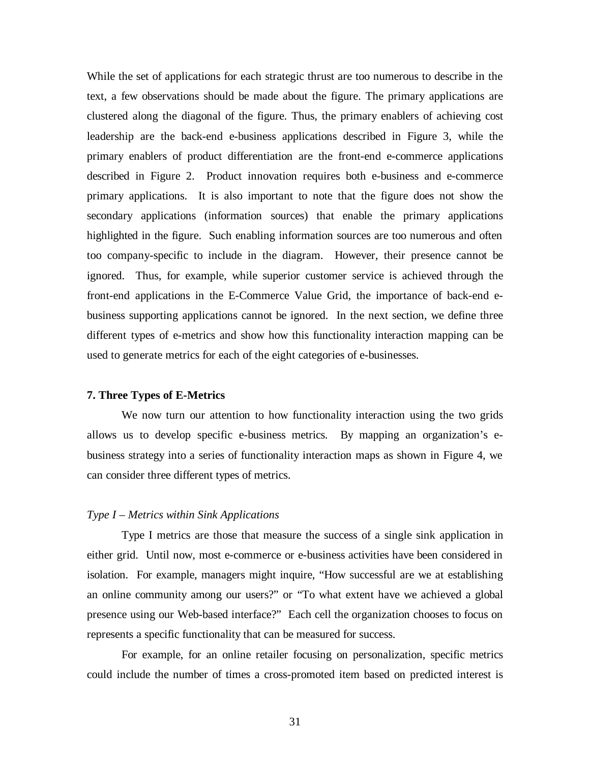While the set of applications for each strategic thrust are too numerous to describe in the text, a few observations should be made about the figure. The primary applications are clustered along the diagonal of the figure. Thus, the primary enablers of achieving cost leadership are the back-end e-business applications described in Figure 3, while the primary enablers of product differentiation are the front-end e-commerce applications described in Figure 2. Product innovation requires both e-business and e-commerce primary applications. It is also important to note that the figure does not show the secondary applications (information sources) that enable the primary applications highlighted in the figure. Such enabling information sources are too numerous and often too company-specific to include in the diagram. However, their presence cannot be ignored. Thus, for example, while superior customer service is achieved through the front-end applications in the E-Commerce Value Grid, the importance of back-end e-business supporting applications cannot be ignored. In the next section, we define three different types of e-metrics and show how this functionality interaction mapping can be used to generate metrics for each of the eight categories of e-businesses.

## 7. Three Types of E-Metrics

We now turn our attention to how functionality interaction using the two grids allows us to develop specific e-business metrics. By mapping an organization's e-business strategy into a series of functionality interaction maps as shown in Figure 4, we can consider three different types of metrics.

*Type I – Metrics within Sink Applications*

Type I metrics are those that measure the success of a single sink application in either grid. Until now, most e-commerce or e-business activities have been considered in isolation. For example, managers might inquire, "How successful are we at establishing an online community among our users?" or "To what extent have we achieved a global presence using our Web-based interface?" Each cell the organization chooses to focus on represents a specific functionality that can be measured for success.

For example, for an online retailer focusing on personalization, specific metrics could include the number of times a cross-promoted item based on predicted interest is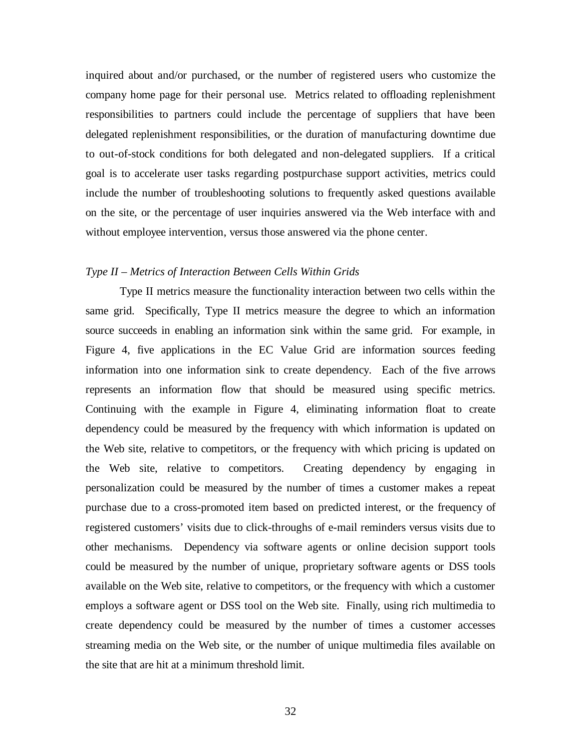inquired about and/or purchased, or the number of registered users who customize the company home page for their personal use. Metrics related to offloading replenishment responsibilities to partners could include the percentage of suppliers that have been delegated replenishment responsibilities, or the duration of manufacturing downtime due to out-of-stock conditions for both delegated and non-delegated suppliers. If a critical goal is to accelerate user tasks regarding postpurchase support activities, metrics could include the number of troubleshooting solutions to frequently asked questions available on the site, or the percentage of user inquiries answered via the Web interface with and without employee intervention, versus those answered via the phone center.

*Type II – Metrics of Interaction Between Cells Within Grids*

Type II metrics measure the functionality interaction between two cells within the same grid. Specifically, Type II metrics measure the degree to which an information source succeeds in enabling an information sink within the same grid. For example, in Figure 4, five applications in the EC Value Grid are information sources feeding information into one information sink to create dependency. Each of the five arrows represents an information flow that should be measured using specific metrics. Continuing with the example in Figure 4, eliminating information float to create dependency could be measured by the frequency with which information is updated on the Web site, relative to competitors, or the frequency with which pricing is updated on the Web site, relative to competitors. Creating dependency by engaging in personalization could be measured by the number of times a customer makes a repeat purchase due to a cross-promoted item based on predicted interest, or the frequency of registered customers' visits due to click-throughs of e-mail reminders versus visits due to other mechanisms. Dependency via software agents or online decision support tools could be measured by the number of unique, proprietary software agents or DSS tools available on the Web site, relative to competitors, or the frequency with which a customer employs a software agent or DSS tool on the Web site. Finally, using rich multimedia to create dependency could be measured by the number of times a customer accesses streaming media on the Web site, or the number of unique multimedia files available on the site that are hit at a minimum threshold limit.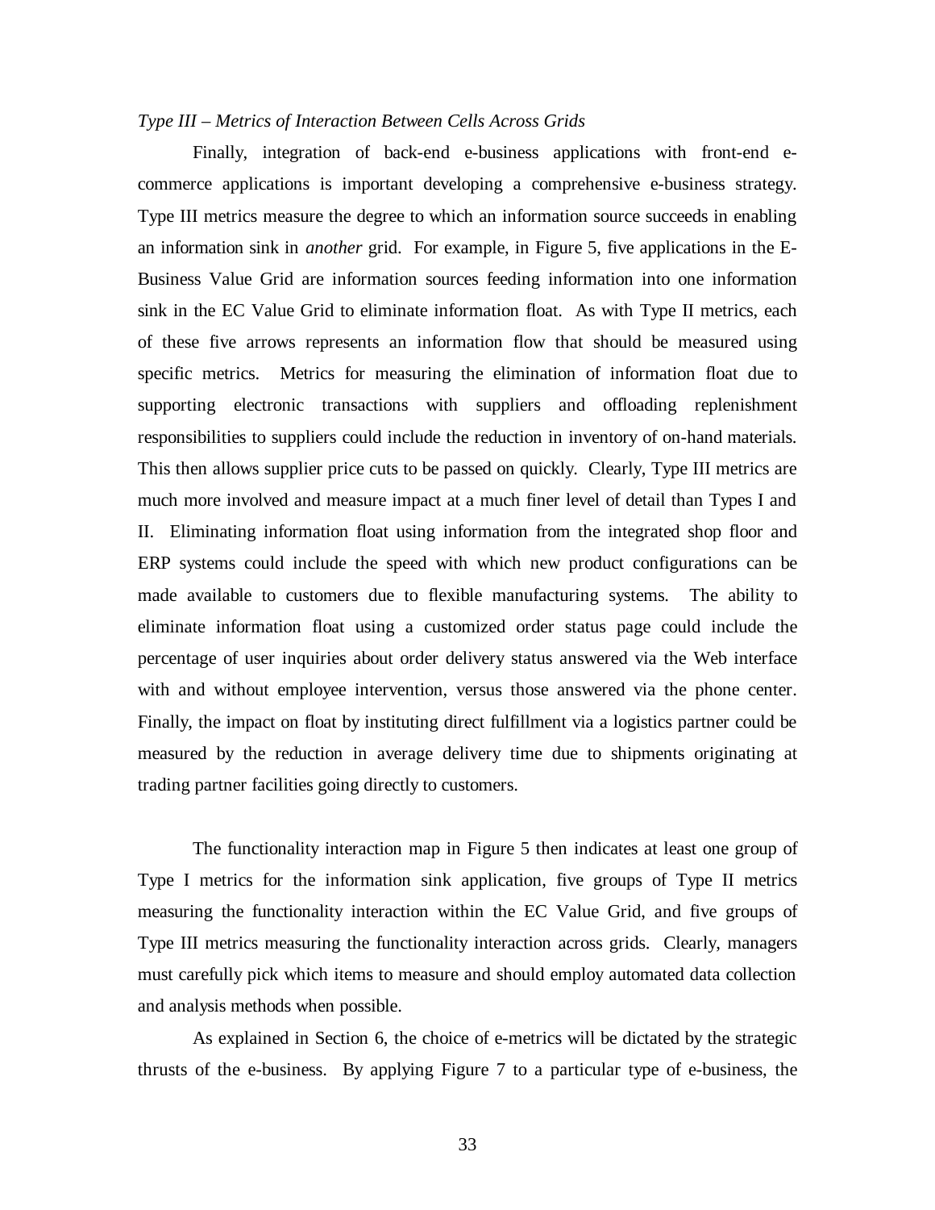*Type III – Metrics of Interaction Between Cells Across Grids*

Finally, integration of back-end e-business applications with front-end e-commerce applications is important developing a comprehensive e-business strategy. Type III metrics measure the degree to which an information source succeeds in enabling an information sink in *another* grid. For example, in Figure 5, five applications in the E-Business Value Grid are information sources feeding information into one information sink in the EC Value Grid to eliminate information float. As with Type II metrics, each of these five arrows represents an information flow that should be measured using specific metrics. Metrics for measuring the elimination of information float due to supporting electronic transactions with suppliers and offloading replenishment responsibilities to suppliers could include the reduction in inventory of on-hand materials. This then allows supplier price cuts to be passed on quickly. Clearly, Type III metrics are much more involved and measure impact at a much finer level of detail than Types I and II. Eliminating information float using information from the integrated shop floor and ERP systems could include the speed with which new product configurations can be made available to customers due to flexible manufacturing systems. The ability to eliminate information float using a customized order status page could include the percentage of user inquiries about order delivery status answered via the Web interface with and without employee intervention, versus those answered via the phone center. Finally, the impact on float by instituting direct fulfillment via a logistics partner could be measured by the reduction in average delivery time due to shipments originating at trading partner facilities going directly to customers.

The functionality interaction map in Figure 5 then indicates at least one group of Type I metrics for the information sink application, five groups of Type II metrics measuring the functionality interaction within the EC Value Grid, and five groups of Type III metrics measuring the functionality interaction across grids. Clearly, managers must carefully pick which items to measure and should employ automated data collection and analysis methods when possible.

As explained in Section 6, the choice of e-metrics will be dictated by the strategic thrusts of the e-business. By applying Figure 7 to a particular type of e-business, the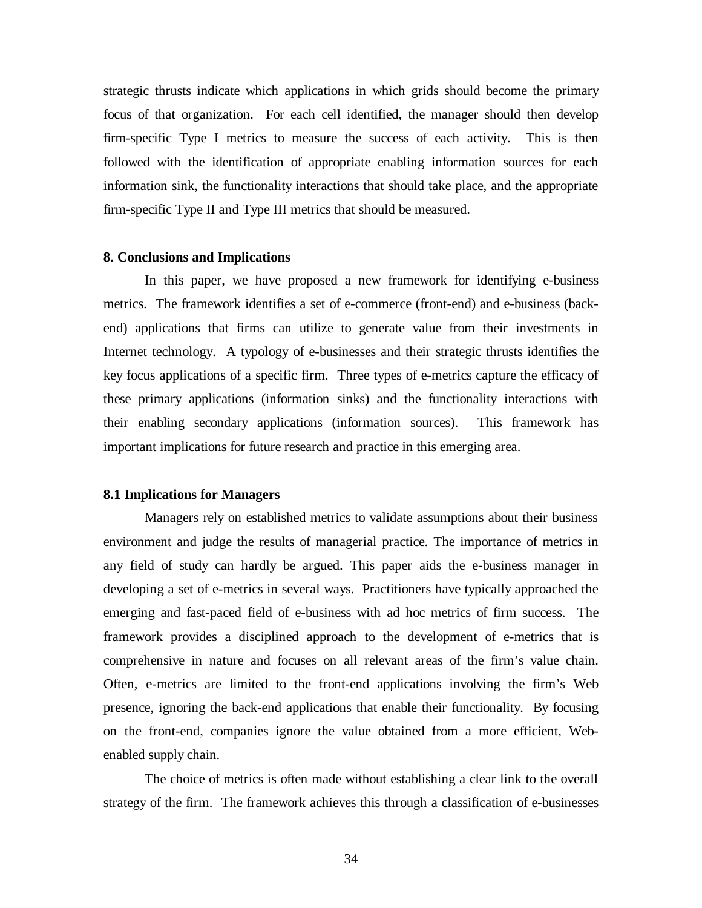strategic thrusts indicate which applications in which grids should become the primary focus of that organization. For each cell identified, the manager should then develop firm-specific Type I metrics to measure the success of each activity. This is then followed with the identification of appropriate enabling information sources for each information sink, the functionality interactions that should take place, and the appropriate firm-specific Type II and Type III metrics that should be measured.

## 8. Conclusions and Implications

In this paper, we have proposed a new framework for identifying e-business metrics. The framework identifies a set of e-commerce (front-end) and e-business (back-end) applications that firms can utilize to generate value from their investments in Internet technology. A typology of e-businesses and their strategic thrusts identifies the key focus applications of a specific firm. Three types of e-metrics capture the efficacy of these primary applications (information sinks) and the functionality interactions with their enabling secondary applications (information sources). This framework has important implications for future research and practice in this emerging area.

### 8.1 Implications for Managers

Managers rely on established metrics to validate assumptions about their business environment and judge the results of managerial practice. The importance of metrics in any field of study can hardly be argued. This paper aids the e-business manager in developing a set of e-metrics in several ways. Practitioners have typically approached the emerging and fast-paced field of e-business with ad hoc metrics of firm success. The framework provides a disciplined approach to the development of e-metrics that is comprehensive in nature and focuses on all relevant areas of the firm's value chain. Often, e-metrics are limited to the front-end applications involving the firm's Web presence, ignoring the back-end applications that enable their functionality. By focusing on the front-end, companies ignore the value obtained from a more efficient, Web-enabled supply chain.

The choice of metrics is often made without establishing a clear link to the overall strategy of the firm. The framework achieves this through a classification of e-businesses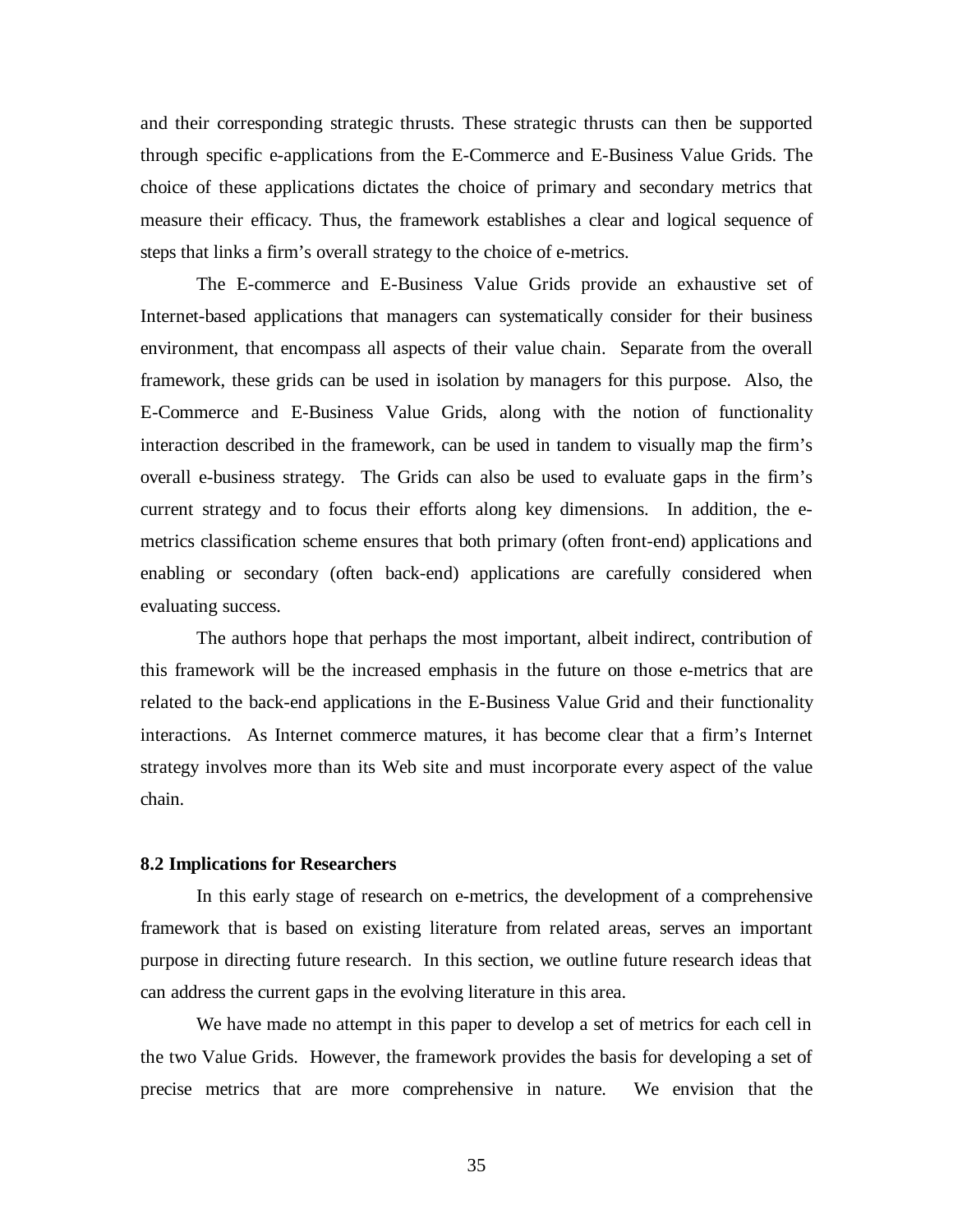and their corresponding strategic thrusts. These strategic thrusts can then be supported through specific e-applications from the E-Commerce and E-Business Value Grids. The choice of these applications dictates the choice of primary and secondary metrics that measure their efficacy. Thus, the framework establishes a clear and logical sequence of steps that links a firm's overall strategy to the choice of e-metrics.

The E-commerce and E-Business Value Grids provide an exhaustive set of Internet-based applications that managers can systematically consider for their business environment, that encompass all aspects of their value chain. Separate from the overall framework, these grids can be used in isolation by managers for this purpose. Also, the E-Commerce and E-Business Value Grids, along with the notion of functionality interaction described in the framework, can be used in tandem to visually map the firm's overall e-business strategy. The Grids can also be used to evaluate gaps in the firm's current strategy and to focus their efforts along key dimensions. In addition, the e-metrics classification scheme ensures that both primary (often front-end) applications and enabling or secondary (often back-end) applications are carefully considered when evaluating success.

The authors hope that perhaps the most important, albeit indirect, contribution of this framework will be the increased emphasis in the future on those e-metrics that are related to the back-end applications in the E-Business Value Grid and their functionality interactions. As Internet commerce matures, it has become clear that a firm's Internet strategy involves more than its Web site and must incorporate every aspect of the value chain.

### 8.2 Implications for Researchers

In this early stage of research on e-metrics, the development of a comprehensive framework that is based on existing literature from related areas, serves an important purpose in directing future research. In this section, we outline future research ideas that can address the current gaps in the evolving literature in this area.

We have made no attempt in this paper to develop a set of metrics for each cell in the two Value Grids. However, the framework provides the basis for developing a set of precise metrics that are more comprehensive in nature. We envision that the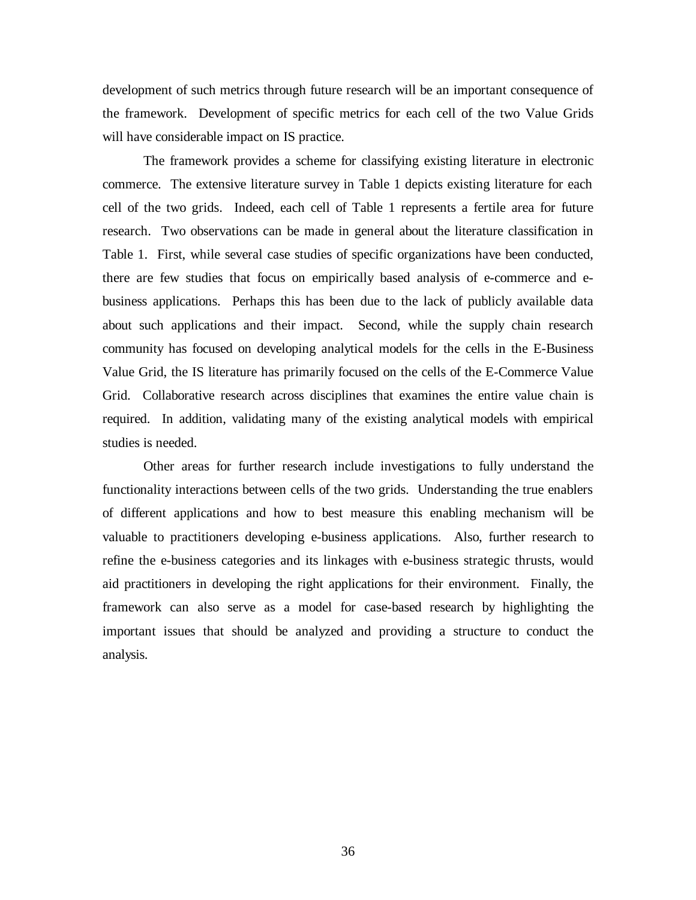development of such metrics through future research will be an important consequence of the framework. Development of specific metrics for each cell of the two Value Grids will have considerable impact on IS practice.

The framework provides a scheme for classifying existing literature in electronic commerce. The extensive literature survey in Table 1 depicts existing literature for each cell of the two grids. Indeed, each cell of Table 1 represents a fertile area for future research. Two observations can be made in general about the literature classification in Table 1. First, while several case studies of specific organizations have been conducted, there are few studies that focus on empirically based analysis of e-commerce and e-business applications. Perhaps this has been due to the lack of publicly available data about such applications and their impact. Second, while the supply chain research community has focused on developing analytical models for the cells in the E-Business Value Grid, the IS literature has primarily focused on the cells of the E-Commerce Value Grid. Collaborative research across disciplines that examines the entire value chain is required. In addition, validating many of the existing analytical models with empirical studies is needed.

Other areas for further research include investigations to fully understand the functionality interactions between cells of the two grids. Understanding the true enablers of different applications and how to best measure this enabling mechanism will be valuable to practitioners developing e-business applications. Also, further research to refine the e-business categories and its linkages with e-business strategic thrusts, would aid practitioners in developing the right applications for their environment. Finally, the framework can also serve as a model for case-based research by highlighting the important issues that should be analyzed and providing a structure to conduct the analysis.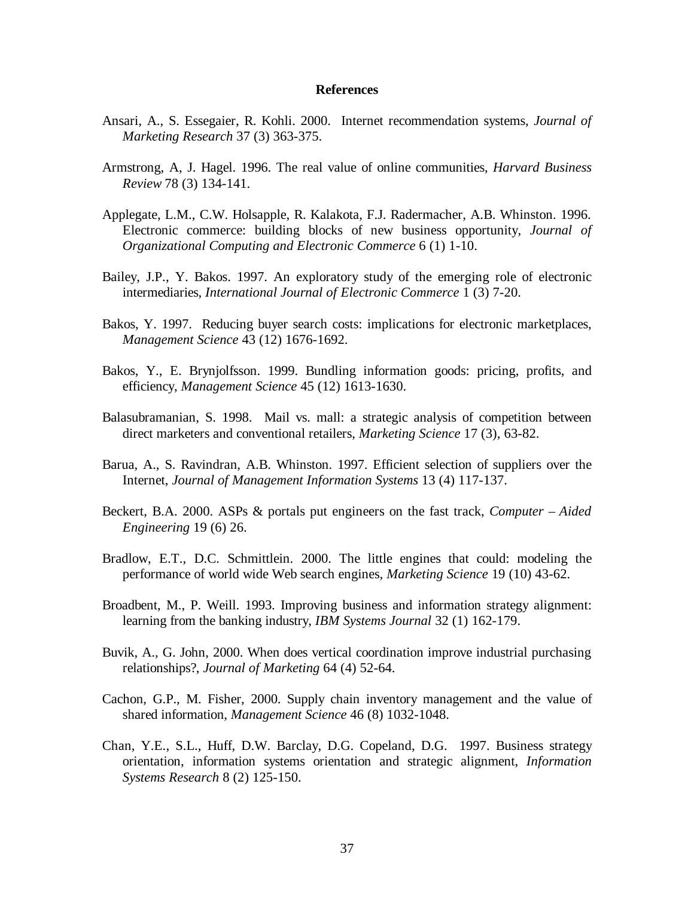## References

Ansari, A., S. Essegaier, R. Kohli. 2000. Internet recommendation systems, *Journal of Marketing Research* 37 (3) 363-375.

Armstrong, A, J. Hagel. 1996. The real value of online communities, *Harvard Business Review* 78 (3) 134-141.

Applegate, L.M., C.W. Holsapple, R. Kalakota, F.J. Radermacher, A.B. Whinston. 1996. Electronic commerce: building blocks of new business opportunity, *Journal of Organizational Computing and Electronic Commerce* 6 (1) 1-10.

Bailey, J.P., Y. Bakos. 1997. An exploratory study of the emerging role of electronic intermediaries, *International Journal of Electronic Commerce* 1 (3) 7-20.

Bakos, Y. 1997. Reducing buyer search costs: implications for electronic marketplaces, *Management Science* 43 (12) 1676-1692.

Bakos, Y., E. Brynjolfsson. 1999. Bundling information goods: pricing, profits, and efficiency, *Management Science* 45 (12) 1613-1630.

Balasubramanian, S. 1998. Mail vs. mall: a strategic analysis of competition between direct marketers and conventional retailers, *Marketing Science* 17 (3), 63-82.

Barua, A., S. Ravindran, A.B. Whinston. 1997. Efficient selection of suppliers over the Internet, *Journal of Management Information Systems* 13 (4) 117-137.

Beckert, B.A. 2000. ASPs & portals put engineers on the fast track, *Computer – Aided Engineering* 19 (6) 26.

Bradlow, E.T., D.C. Schmittlein. 2000. The little engines that could: modeling the performance of world wide Web search engines, *Marketing Science* 19 (10) 43-62.

Broadbent, M., P. Weill. 1993. Improving business and information strategy alignment: learning from the banking industry, *IBM Systems Journal* 32 (1) 162-179.

Buvik, A., G. John, 2000. When does vertical coordination improve industrial purchasing relationships?, *Journal of Marketing* 64 (4) 52-64.

Cachon, G.P., M. Fisher, 2000. Supply chain inventory management and the value of shared information, *Management Science* 46 (8) 1032-1048.

Chan, Y.E., S.L., Huff, D.W. Barclay, D.G. Copeland, D.G. 1997. Business strategy orientation, information systems orientation and strategic alignment, *Information Systems Research* 8 (2) 125-150.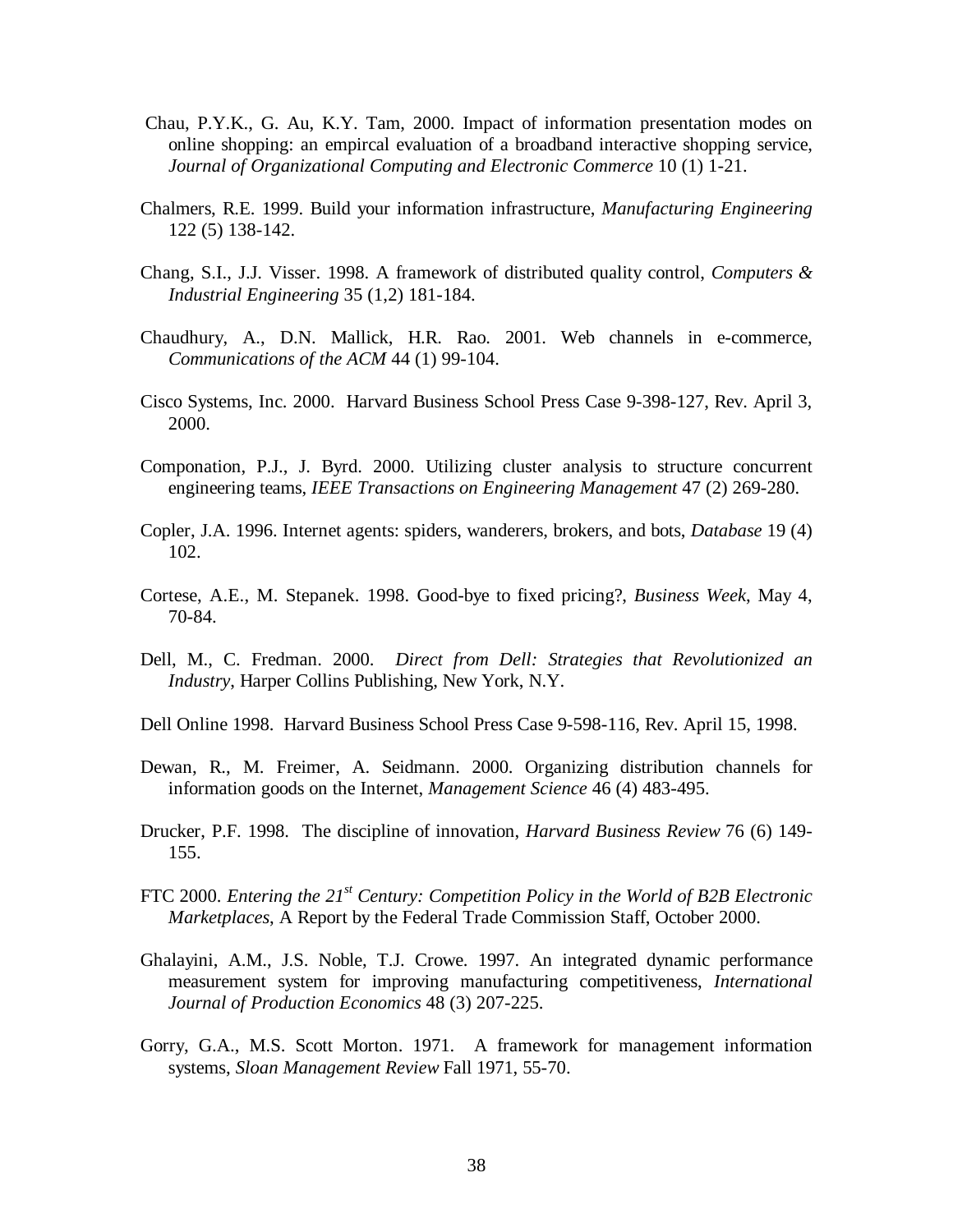Chau, P.Y.K., G. Au, K.Y. Tam, 2000. Impact of information presentation modes on online shopping: an empircal evaluation of a broadband interactive shopping service, *Journal of Organizational Computing and Electronic Commerce* 10 (1) 1-21.

Chalmers, R.E. 1999. Build your information infrastructure, *Manufacturing Engineering* 122 (5) 138-142.

Chang, S.I., J.J. Visser. 1998. A framework of distributed quality control, *Computers & Industrial Engineering* 35 (1,2) 181-184.

Chaudhury, A., D.N. Mallick, H.R. Rao. 2001. Web channels in e-commerce, *Communications of the ACM* 44 (1) 99-104.

Cisco Systems, Inc. 2000. Harvard Business School Press Case 9-398-127, Rev. April 3, 2000.

Componation, P.J., J. Byrd. 2000. Utilizing cluster analysis to structure concurrent engineering teams, *IEEE Transactions on Engineering Management* 47 (2) 269-280.

Copler, J.A. 1996. Internet agents: spiders, wanderers, brokers, and bots, *Database* 19 (4) 102.

Cortese, A.E., M. Stepanek. 1998. Good-bye to fixed pricing?, *Business Week*, May 4, 70-84.

Dell, M., C. Fredman. 2000. *Direct from Dell: Strategies that Revolutionized an Industry*, Harper Collins Publishing, New York, N.Y.

Dell Online 1998. Harvard Business School Press Case 9-598-116, Rev. April 15, 1998.

Dewan, R., M. Freimer, A. Seidmann. 2000. Organizing distribution channels for information goods on the Internet, *Management Science* 46 (4) 483-495.

Drucker, P.F. 1998. The discipline of innovation, *Harvard Business Review* 76 (6) 149-155.

FTC 2000. *Entering the 21st Century: Competition Policy in the World of B2B Electronic Marketplaces*, A Report by the Federal Trade Commission Staff, October 2000.

Ghalayini, A.M., J.S. Noble, T.J. Crowe. 1997. An integrated dynamic performance measurement system for improving manufacturing competitiveness, *International Journal of Production Economics* 48 (3) 207-225.

Gorry, G.A., M.S. Scott Morton. 1971. A framework for management information systems, *Sloan Management Review* Fall 1971, 55-70.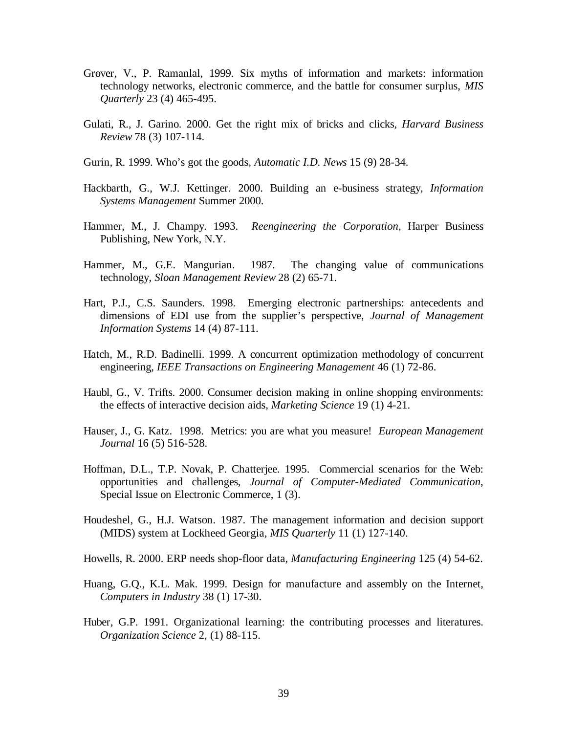Grover, V., P. Ramanlal, 1999. Six myths of information and markets: information technology networks, electronic commerce, and the battle for consumer surplus, *MIS Quarterly* 23 (4) 465-495.

Gulati, R., J. Garino. 2000. Get the right mix of bricks and clicks, *Harvard Business Review* 78 (3) 107-114.

Gurin, R. 1999. Who's got the goods, *Automatic I.D. News* 15 (9) 28-34.

Hackbarth, G., W.J. Kettinger. 2000. Building an e-business strategy, *Information Systems Management* Summer 2000.

Hammer, M., J. Champy. 1993. *Reengineering the Corporation*, Harper Business Publishing, New York, N.Y.

Hammer, M., G.E. Mangurian. 1987. The changing value of communications technology, *Sloan Management Review* 28 (2) 65-71.

Hart, P.J., C.S. Saunders. 1998. Emerging electronic partnerships: antecedents and dimensions of EDI use from the supplier's perspective, *Journal of Management Information Systems* 14 (4) 87-111.

Hatch, M., R.D. Badinelli. 1999. A concurrent optimization methodology of concurrent engineering, *IEEE Transactions on Engineering Management* 46 (1) 72-86.

Haubl, G., V. Trifts. 2000. Consumer decision making in online shopping environments: the effects of interactive decision aids, *Marketing Science* 19 (1) 4-21.

Hauser, J., G. Katz. 1998. Metrics: you are what you measure! *European Management Journal* 16 (5) 516-528.

Hoffman, D.L., T.P. Novak, P. Chatterjee. 1995. Commercial scenarios for the Web: opportunities and challenges, *Journal of Computer-Mediated Communication*, Special Issue on Electronic Commerce, 1 (3).

Houdeshel, G., H.J. Watson. 1987. The management information and decision support (MIDS) system at Lockheed Georgia, *MIS Quarterly* 11 (1) 127-140.

Howells, R. 2000. ERP needs shop-floor data, *Manufacturing Engineering* 125 (4) 54-62.

Huang, G.Q., K.L. Mak. 1999. Design for manufacture and assembly on the Internet, *Computers in Industry* 38 (1) 17-30.

Huber, G.P. 1991. Organizational learning: the contributing processes and literatures. *Organization Science* 2, (1) 88-115.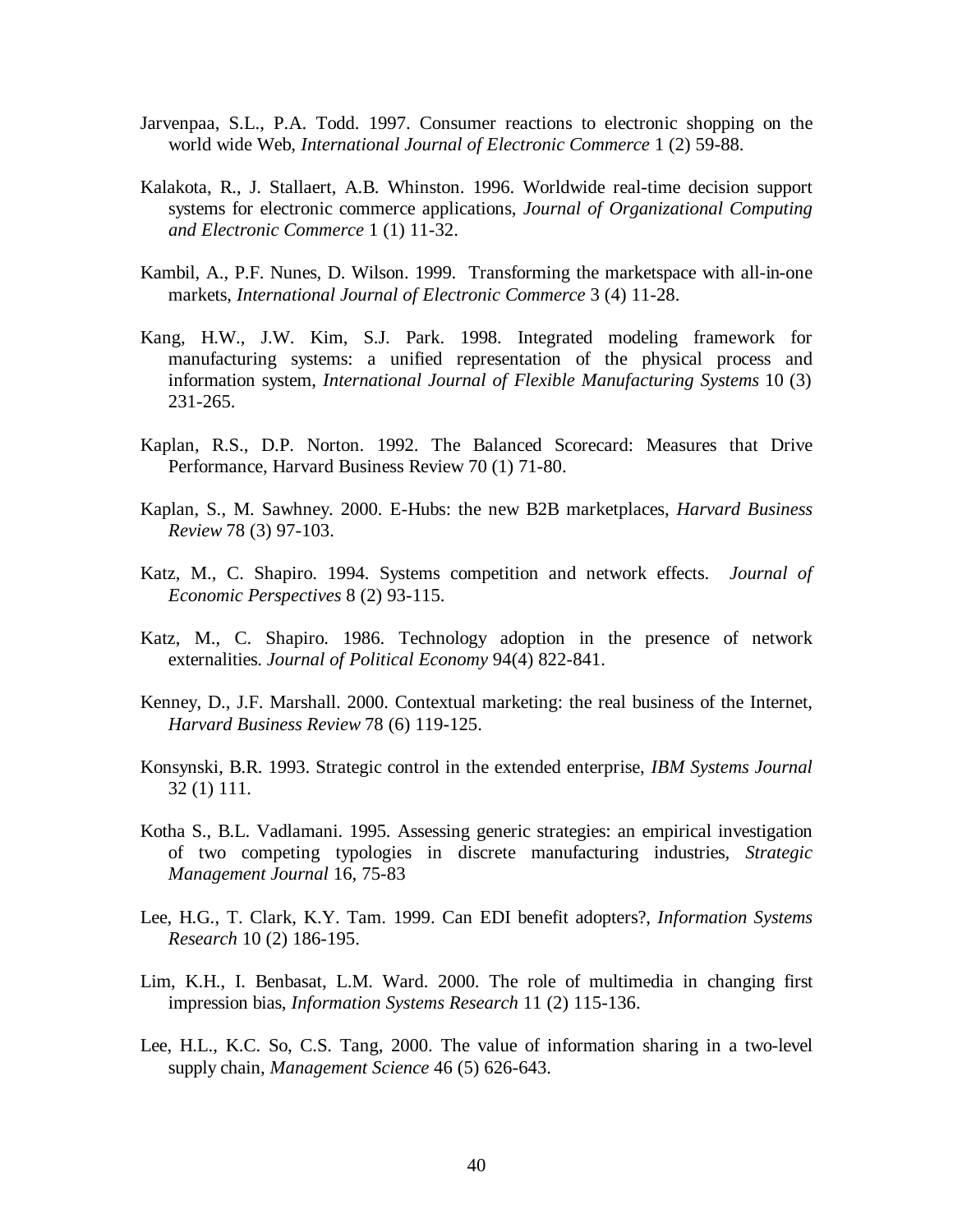Jarvenpaa, S.L., P.A. Todd. 1997. Consumer reactions to electronic shopping on the world wide Web, *International Journal of Electronic Commerce* 1 (2) 59-88.

Kalakota, R., J. Stallaert, A.B. Whinston. 1996. Worldwide real-time decision support systems for electronic commerce applications, *Journal of Organizational Computing and Electronic Commerce* 1 (1) 11-32.

Kambil, A., P.F. Nunes, D. Wilson. 1999. Transforming the marketspace with all-in-one markets, *International Journal of Electronic Commerce* 3 (4) 11-28.

Kang, H.W., J.W. Kim, S.J. Park. 1998. Integrated modeling framework for manufacturing systems: a unified representation of the physical process and information system, *International Journal of Flexible Manufacturing Systems* 10 (3) 231-265.

Kaplan, R.S., D.P. Norton. 1992. The Balanced Scorecard: Measures that Drive Performance, Harvard Business Review 70 (1) 71-80.

Kaplan, S., M. Sawhney. 2000. E-Hubs: the new B2B marketplaces, *Harvard Business Review* 78 (3) 97-103.

Katz, M., C. Shapiro. 1994. Systems competition and network effects. *Journal of Economic Perspectives* 8 (2) 93-115.

Katz, M., C. Shapiro. 1986. Technology adoption in the presence of network externalities. *Journal of Political Economy* 94(4) 822-841.

Kenney, D., J.F. Marshall. 2000. Contextual marketing: the real business of the Internet, *Harvard Business Review* 78 (6) 119-125.

Konsynski, B.R. 1993. Strategic control in the extended enterprise, *IBM Systems Journal* 32 (1) 111.

Kotha S., B.L. Vadlamani. 1995. Assessing generic strategies: an empirical investigation of two competing typologies in discrete manufacturing industries, *Strategic Management Journal* 16, 75-83

Lee, H.G., T. Clark, K.Y. Tam. 1999. Can EDI benefit adopters?, *Information Systems Research* 10 (2) 186-195.

Lim, K.H., I. Benbasat, L.M. Ward. 2000. The role of multimedia in changing first impression bias, *Information Systems Research* 11 (2) 115-136.

Lee, H.L., K.C. So, C.S. Tang, 2000. The value of information sharing in a two-level supply chain, *Management Science* 46 (5) 626-643.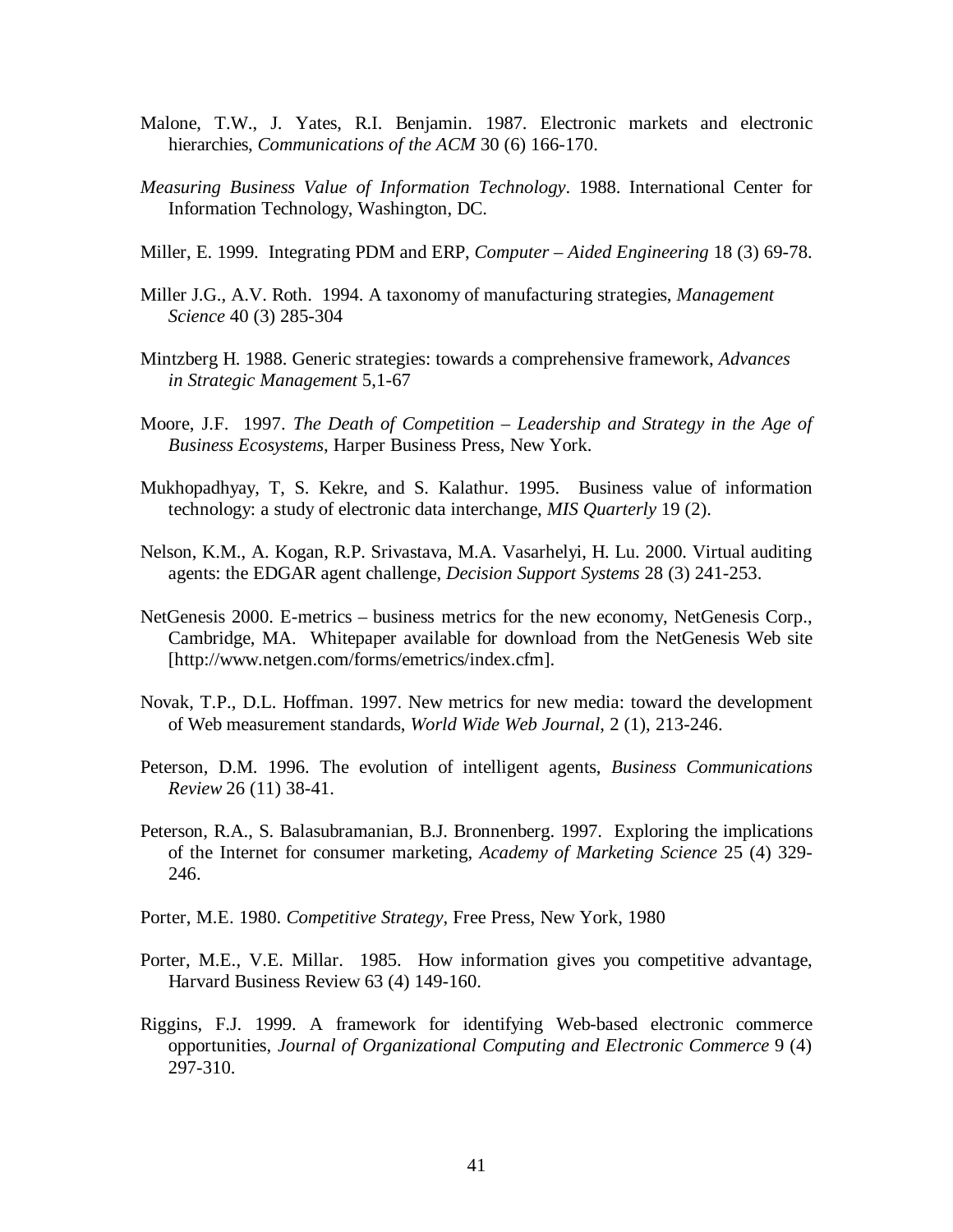Malone, T.W., J. Yates, R.I. Benjamin. 1987. Electronic markets and electronic hierarchies, *Communications of the ACM* 30 (6) 166-170.

*Measuring Business Value of Information Technology*. 1988. International Center for Information Technology, Washington, DC.

Miller, E. 1999. Integrating PDM and ERP, *Computer – Aided Engineering* 18 (3) 69-78.

Miller J.G., A.V. Roth. 1994. A taxonomy of manufacturing strategies, *Management Science* 40 (3) 285-304

Mintzberg H. 1988. Generic strategies: towards a comprehensive framework, *Advances in Strategic Management* 5,1-67

Moore, J.F. 1997. *The Death of Competition – Leadership and Strategy in the Age of Business Ecosystems*, Harper Business Press, New York.

Mukhopadhyay, T, S. Kekre, and S. Kalathur. 1995. Business value of information technology: a study of electronic data interchange, *MIS Quarterly* 19 (2).

Nelson, K.M., A. Kogan, R.P. Srivastava, M.A. Vasarhelyi, H. Lu. 2000. Virtual auditing agents: the EDGAR agent challenge, *Decision Support Systems* 28 (3) 241-253.

NetGenesis 2000. E-metrics – business metrics for the new economy, NetGenesis Corp., Cambridge, MA. Whitepaper available for download from the NetGenesis Web site [http://www.netgen.com/forms/emetrics/index.cfm].

Novak, T.P., D.L. Hoffman. 1997. New metrics for new media: toward the development of Web measurement standards, *World Wide Web Journal*, 2 (1), 213-246.

Peterson, D.M. 1996. The evolution of intelligent agents, *Business Communications Review* 26 (11) 38-41.

Peterson, R.A., S. Balasubramanian, B.J. Bronnenberg. 1997. Exploring the implications of the Internet for consumer marketing, *Academy of Marketing Science* 25 (4) 329-246.

Porter, M.E. 1980. *Competitive Strategy*, Free Press, New York, 1980

Porter, M.E., V.E. Millar. 1985. How information gives you competitive advantage, Harvard Business Review 63 (4) 149-160.

Riggins, F.J. 1999. A framework for identifying Web-based electronic commerce opportunities, *Journal of Organizational Computing and Electronic Commerce* 9 (4) 297-310.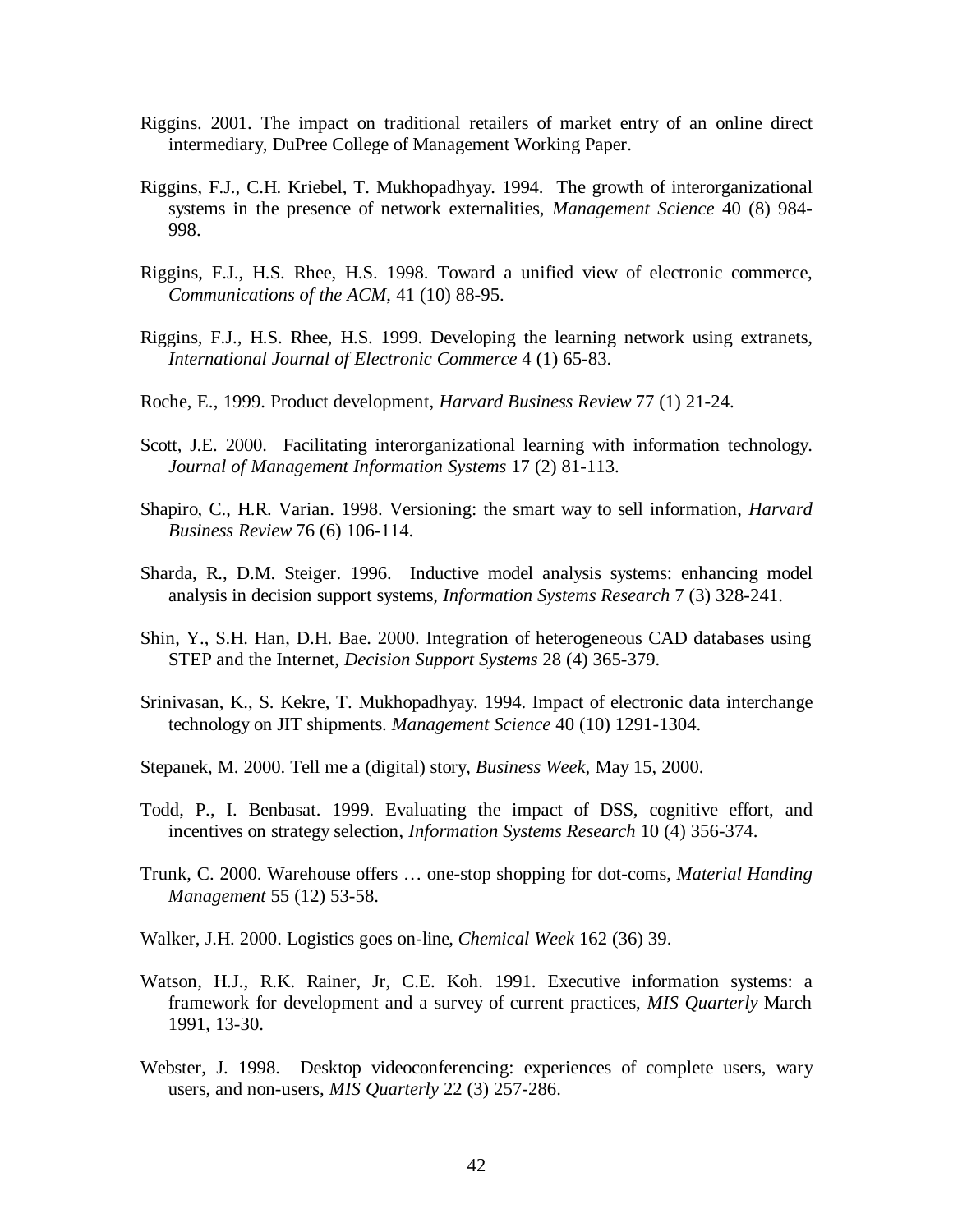Riggins. 2001. The impact on traditional retailers of market entry of an online direct intermediary, DuPree College of Management Working Paper.

Riggins, F.J., C.H. Kriebel, T. Mukhopadhyay. 1994. The growth of interorganizational systems in the presence of network externalities, *Management Science* 40 (8) 984-998.

Riggins, F.J., H.S. Rhee, H.S. 1998. Toward a unified view of electronic commerce, *Communications of the ACM*, 41 (10) 88-95.

Riggins, F.J., H.S. Rhee, H.S. 1999. Developing the learning network using extranets, *International Journal of Electronic Commerce* 4 (1) 65-83.

Roche, E., 1999. Product development, *Harvard Business Review* 77 (1) 21-24.

Scott, J.E. 2000. Facilitating interorganizational learning with information technology. *Journal of Management Information Systems* 17 (2) 81-113.

Shapiro, C., H.R. Varian. 1998. Versioning: the smart way to sell information, *Harvard Business Review* 76 (6) 106-114.

Sharda, R., D.M. Steiger. 1996. Inductive model analysis systems: enhancing model analysis in decision support systems, *Information Systems Research* 7 (3) 328-241.

Shin, Y., S.H. Han, D.H. Bae. 2000. Integration of heterogeneous CAD databases using STEP and the Internet, *Decision Support Systems* 28 (4) 365-379.

Srinivasan, K., S. Kekre, T. Mukhopadhyay. 1994. Impact of electronic data interchange technology on JIT shipments. *Management Science* 40 (10) 1291-1304.

Stepanek, M. 2000. Tell me a (digital) story, *Business Week*, May 15, 2000.

Todd, P., I. Benbasat. 1999. Evaluating the impact of DSS, cognitive effort, and incentives on strategy selection, *Information Systems Research* 10 (4) 356-374.

Trunk, C. 2000. Warehouse offers … one-stop shopping for dot-coms, *Material Handing Management* 55 (12) 53-58.

Walker, J.H. 2000. Logistics goes on-line, *Chemical Week* 162 (36) 39.

Watson, H.J., R.K. Rainer, Jr, C.E. Koh. 1991. Executive information systems: a framework for development and a survey of current practices, *MIS Quarterly* March 1991, 13-30.

Webster, J. 1998. Desktop videoconferencing: experiences of complete users, wary users, and non-users, *MIS Quarterly* 22 (3) 257-286.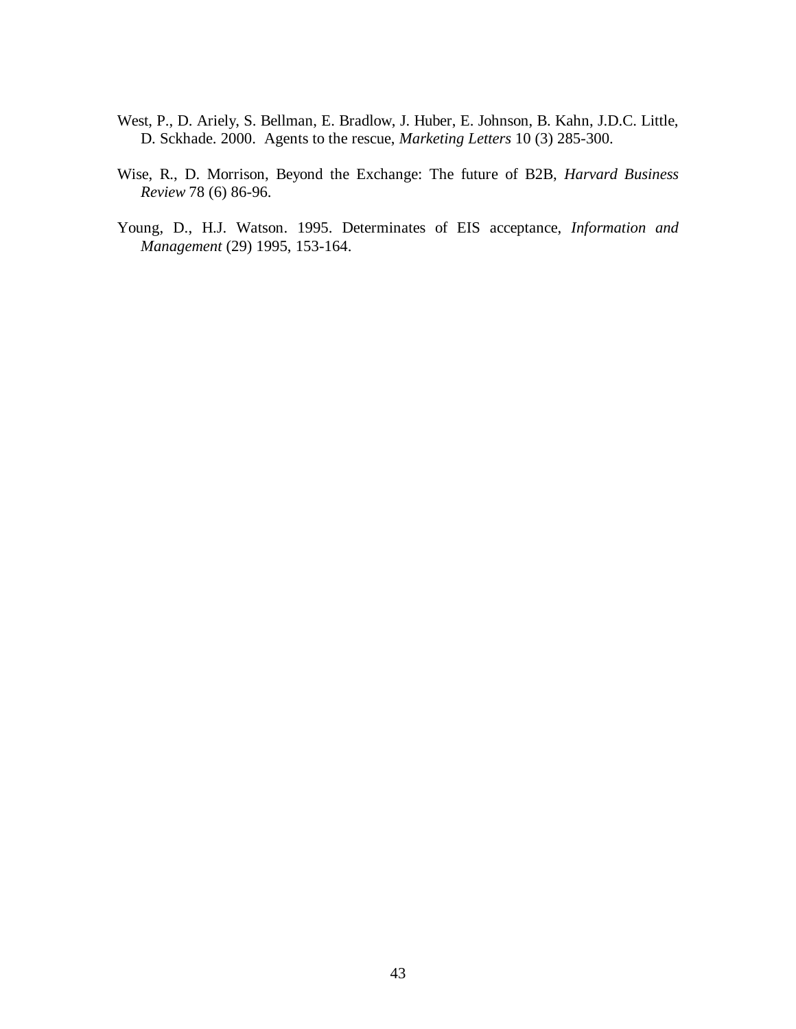West, P., D. Ariely, S. Bellman, E. Bradlow, J. Huber, E. Johnson, B. Kahn, J.D.C. Little, D. Sckhade. 2000. Agents to the rescue, *Marketing Letters* 10 (3) 285-300.

Wise, R., D. Morrison, Beyond the Exchange: The future of B2B, *Harvard Business Review* 78 (6) 86-96.

Young, D., H.J. Watson. 1995. Determinates of EIS acceptance, *Information and Management* (29) 1995, 153-164.